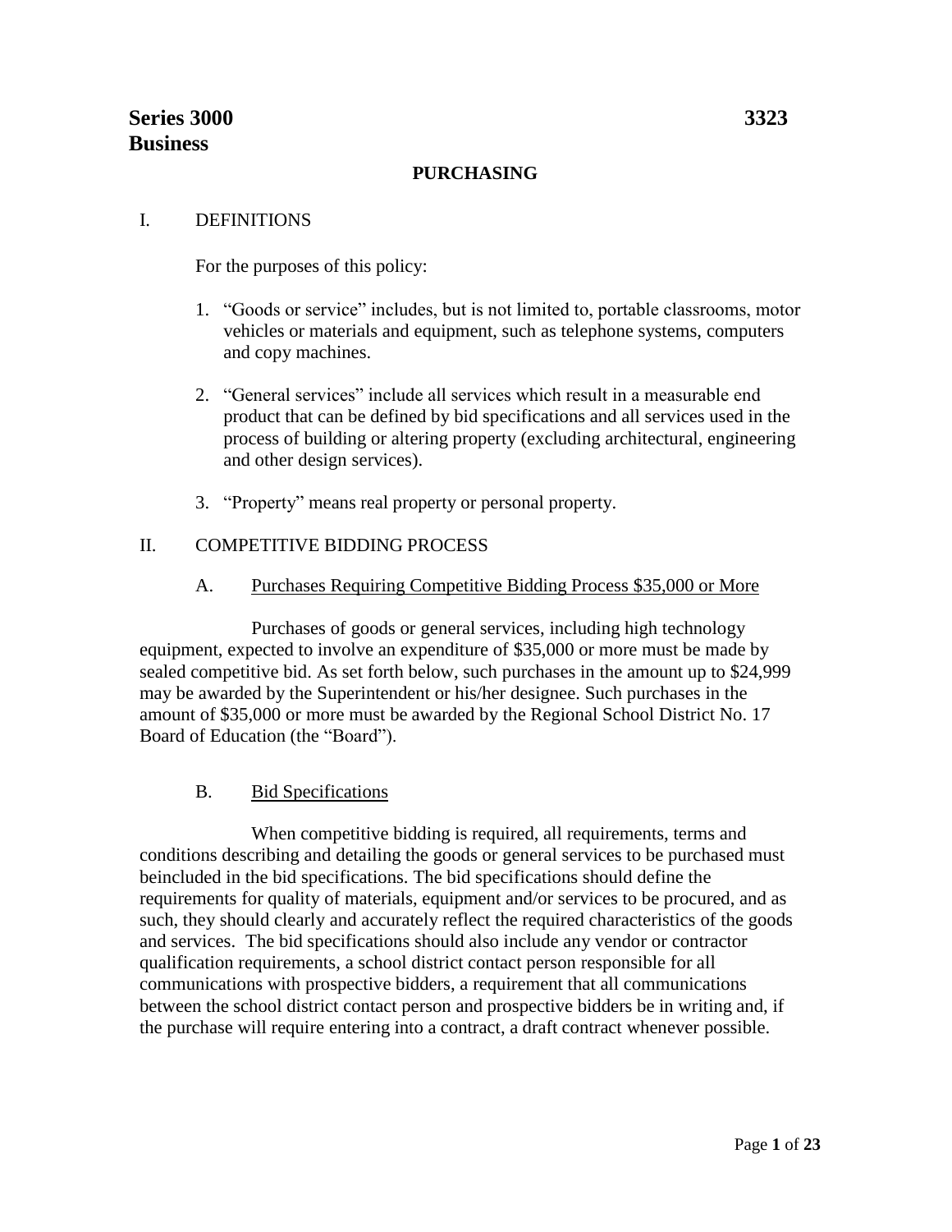**Series 3000 Business** **3323**

## PURCHASING

I. DEFINITIONS

For the purposes of this policy:

1. "Goods or service" includes, but is not limited to, portable classrooms, motor vehicles or materials and equipment, such as telephone systems, computers and copy machines.

2. "General services" include all services which result in a measurable end product that can be defined by bid specifications and all services used in the process of building or altering property (excluding architectural, engineering and other design services).

3. "Property" means real property or personal property.

II. COMPETITIVE BIDDING PROCESS

A. Purchases Requiring Competitive Bidding Process $35,000 or More

Purchases of goods or general services, including high technology equipment, expected to involve an expenditure of $35,000 or more must be made by sealed competitive bid. As set forth below, such purchases in the amount up to $24,999 may be awarded by the Superintendent or his/her designee. Such purchases in the amount of $35,000 or more must be awarded by the Regional School District No. 17 Board of Education (the "Board").

B. Bid Specifications

When competitive bidding is required, all requirements, terms and conditions describing and detailing the goods or general services to be purchased must beincluded in the bid specifications. The bid specifications should define the requirements for quality of materials, equipment and/or services to be procured, and as such, they should clearly and accurately reflect the required characteristics of the goods and services. The bid specifications should also include any vendor or contractor qualification requirements, a school district contact person responsible for all communications with prospective bidders, a requirement that all communications between the school district contact person and prospective bidders be in writing and, if the purchase will require entering into a contract, a draft contract whenever possible.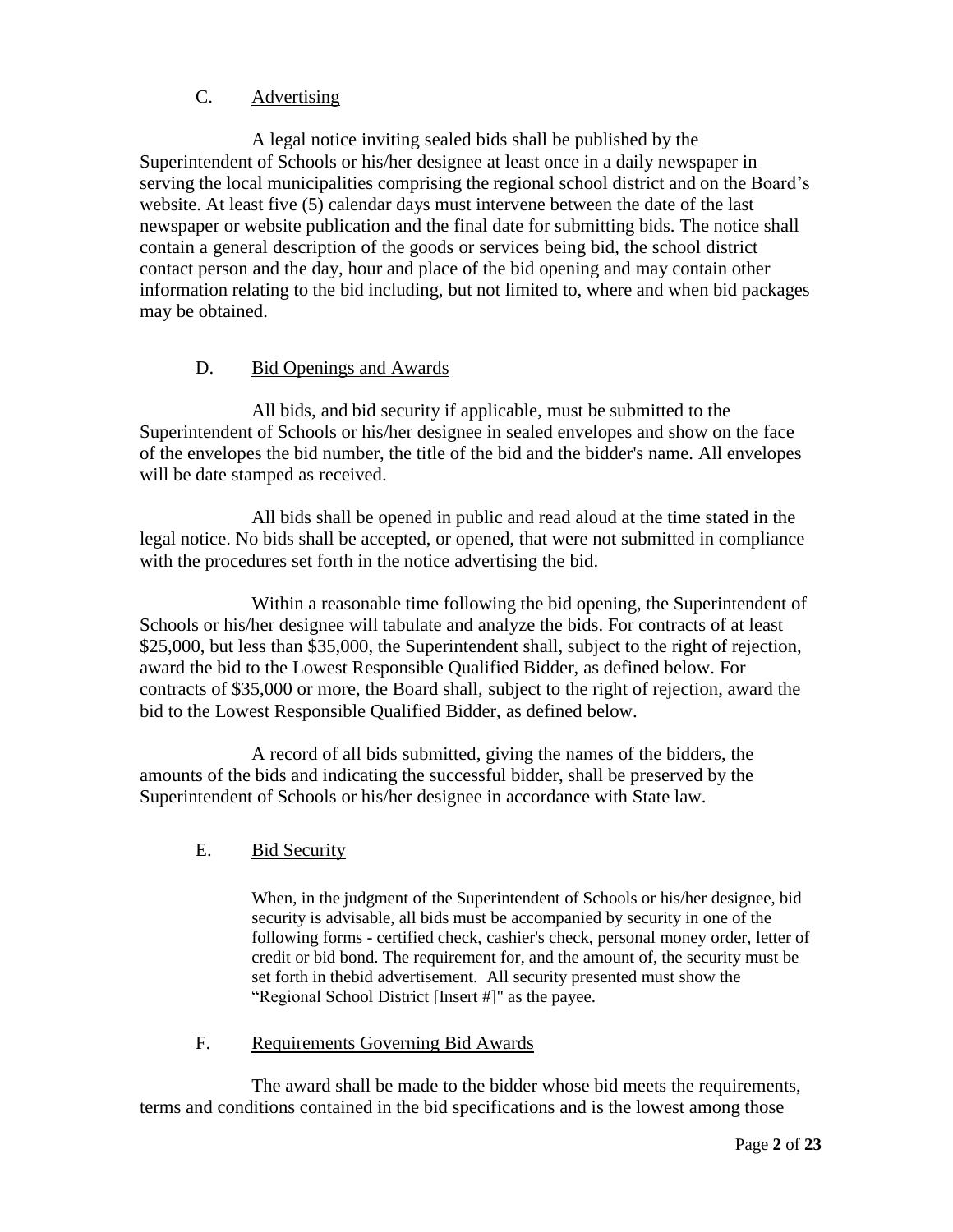### C. Advertising

A legal notice inviting sealed bids shall be published by the Superintendent of Schools or his/her designee at least once in a daily newspaper in serving the local municipalities comprising the regional school district and on the Board's website. At least five (5) calendar days must intervene between the date of the last newspaper or website publication and the final date for submitting bids. The notice shall contain a general description of the goods or services being bid, the school district contact person and the day, hour and place of the bid opening and may contain other information relating to the bid including, but not limited to, where and when bid packages may be obtained.

### D. Bid Openings and Awards

All bids, and bid security if applicable, must be submitted to the Superintendent of Schools or his/her designee in sealed envelopes and show on the face of the envelopes the bid number, the title of the bid and the bidder's name. All envelopes will be date stamped as received.

All bids shall be opened in public and read aloud at the time stated in the legal notice. No bids shall be accepted, or opened, that were not submitted in compliance with the procedures set forth in the notice advertising the bid.

Within a reasonable time following the bid opening, the Superintendent of Schools or his/her designee will tabulate and analyze the bids. For contracts of at least $25,000, but less than $35,000, the Superintendent shall, subject to the right of rejection, award the bid to the Lowest Responsible Qualified Bidder, as defined below. For contracts of $35,000 or more, the Board shall, subject to the right of rejection, award the bid to the Lowest Responsible Qualified Bidder, as defined below.

A record of all bids submitted, giving the names of the bidders, the amounts of the bids and indicating the successful bidder, shall be preserved by the Superintendent of Schools or his/her designee in accordance with State law.

### E. Bid Security

When, in the judgment of the Superintendent of Schools or his/her designee, bid security is advisable, all bids must be accompanied by security in one of the following forms - certified check, cashier's check, personal money order, letter of credit or bid bond. The requirement for, and the amount of, the security must be set forth in thebid advertisement. All security presented must show the "Regional School District [Insert #]" as the payee.

### F. Requirements Governing Bid Awards

The award shall be made to the bidder whose bid meets the requirements, terms and conditions contained in the bid specifications and is the lowest among those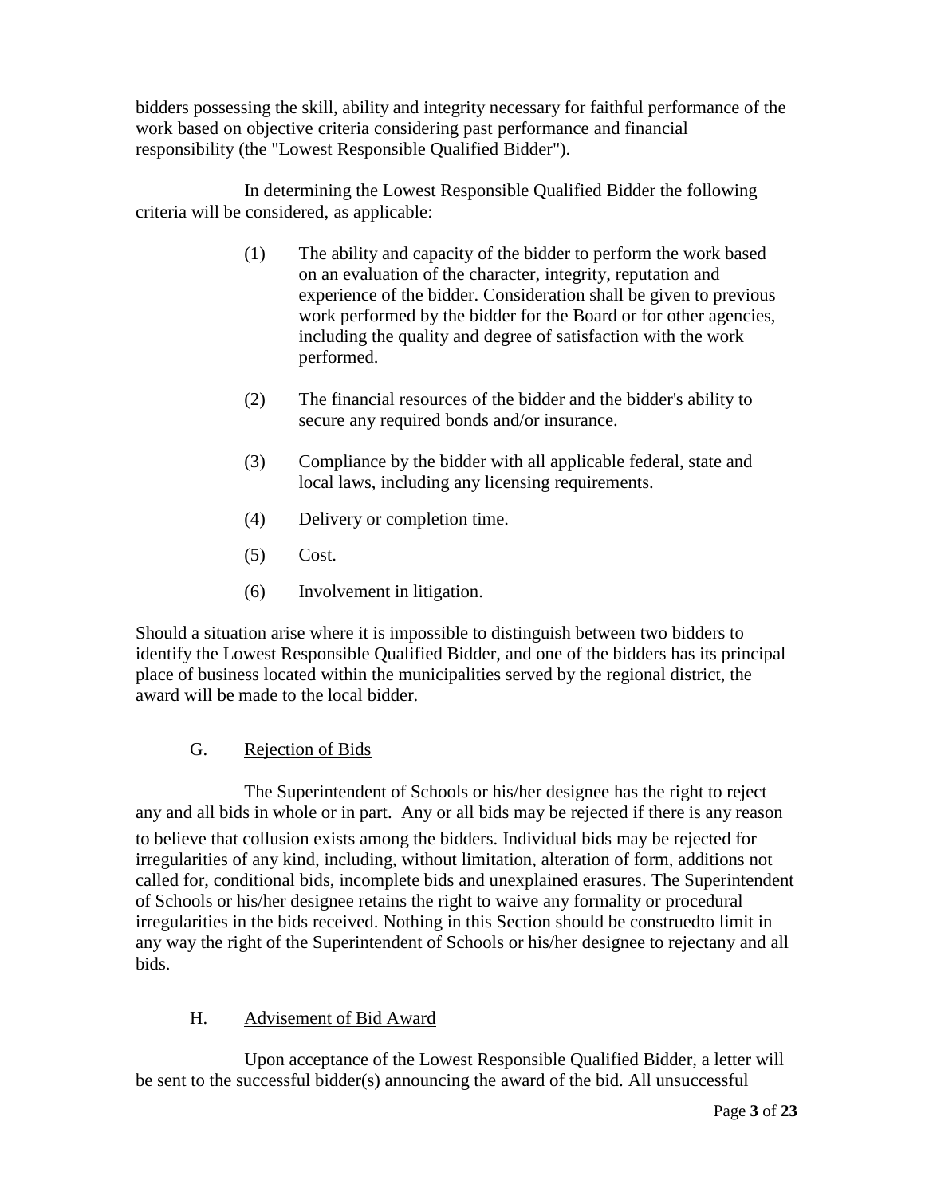bidders possessing the skill, ability and integrity necessary for faithful performance of the work based on objective criteria considering past performance and financial responsibility (the "Lowest Responsible Qualified Bidder").

In determining the Lowest Responsible Qualified Bidder the following criteria will be considered, as applicable:

(1) The ability and capacity of the bidder to perform the work based on an evaluation of the character, integrity, reputation and experience of the bidder. Consideration shall be given to previous work performed by the bidder for the Board or for other agencies, including the quality and degree of satisfaction with the work performed.

(2) The financial resources of the bidder and the bidder's ability to secure any required bonds and/or insurance.

(3) Compliance by the bidder with all applicable federal, state and local laws, including any licensing requirements.

(4) Delivery or completion time.

(5) Cost.

(6) Involvement in litigation.

Should a situation arise where it is impossible to distinguish between two bidders to identify the Lowest Responsible Qualified Bidder, and one of the bidders has its principal place of business located within the municipalities served by the regional district, the award will be made to the local bidder.

## G. Rejection of Bids

The Superintendent of Schools or his/her designee has the right to reject any and all bids in whole or in part. Any or all bids may be rejected if there is any reason to believe that collusion exists among the bidders. Individual bids may be rejected for irregularities of any kind, including, without limitation, alteration of form, additions not called for, conditional bids, incomplete bids and unexplained erasures. The Superintendent of Schools or his/her designee retains the right to waive any formality or procedural irregularities in the bids received. Nothing in this Section should be construedto limit in any way the right of the Superintendent of Schools or his/her designee to rejectany and all bids.

## H. Advisement of Bid Award

Upon acceptance of the Lowest Responsible Qualified Bidder, a letter will be sent to the successful bidder(s) announcing the award of the bid. All unsuccessful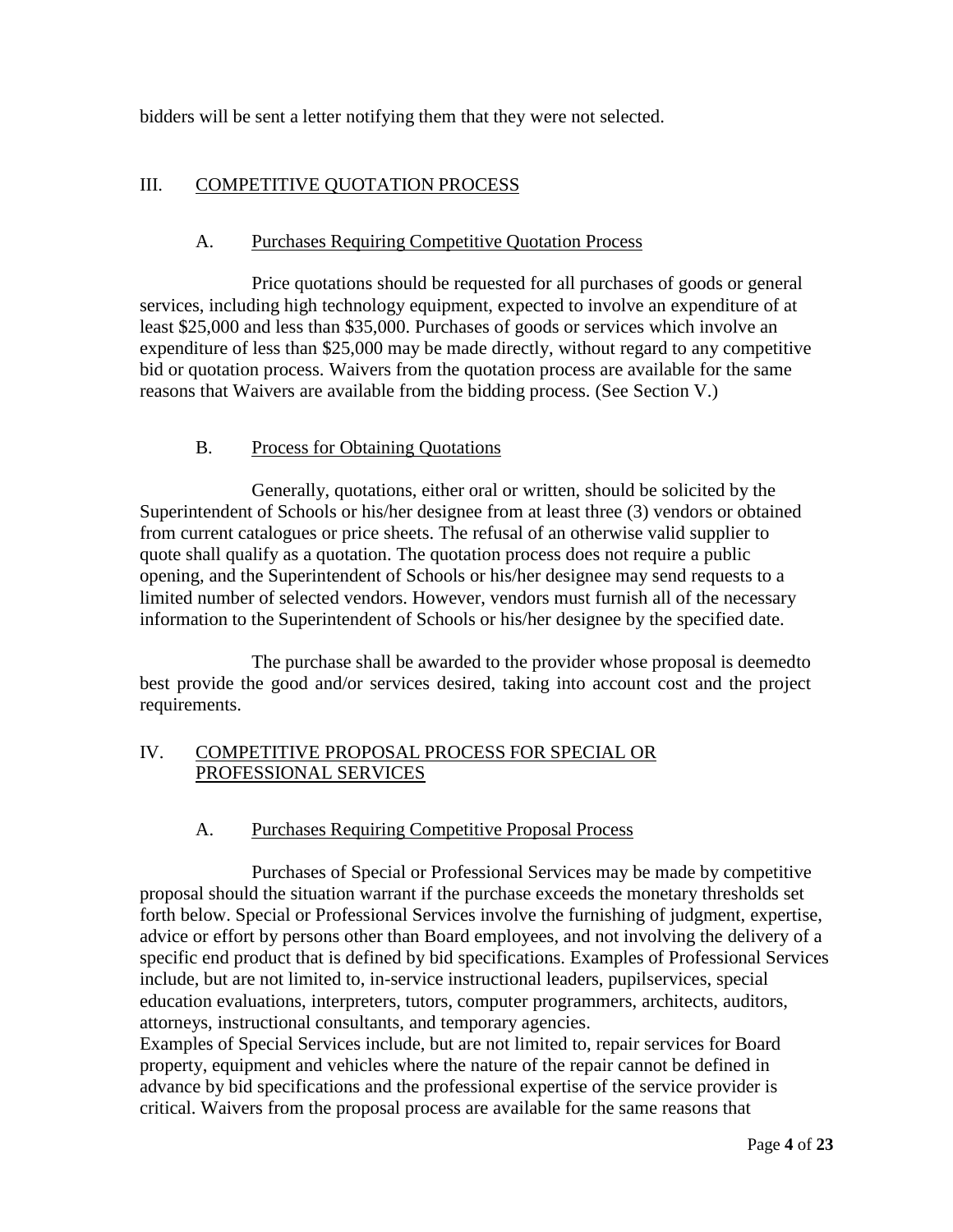bidders will be sent a letter notifying them that they were not selected.

## III. COMPETITIVE QUOTATION PROCESS

### A. Purchases Requiring Competitive Quotation Process

Price quotations should be requested for all purchases of goods or general services, including high technology equipment, expected to involve an expenditure of at least $25,000 and less than $35,000. Purchases of goods or services which involve an expenditure of less than $25,000 may be made directly, without regard to any competitive bid or quotation process. Waivers from the quotation process are available for the same reasons that Waivers are available from the bidding process. (See Section V.)

### B. Process for Obtaining Quotations

Generally, quotations, either oral or written, should be solicited by the Superintendent of Schools or his/her designee from at least three (3) vendors or obtained from current catalogues or price sheets. The refusal of an otherwise valid supplier to quote shall qualify as a quotation. The quotation process does not require a public opening, and the Superintendent of Schools or his/her designee may send requests to a limited number of selected vendors. However, vendors must furnish all of the necessary information to the Superintendent of Schools or his/her designee by the specified date.

The purchase shall be awarded to the provider whose proposal is deemedto best provide the good and/or services desired, taking into account cost and the project requirements.

## IV. COMPETITIVE PROPOSAL PROCESS FOR SPECIAL OR PROFESSIONAL SERVICES

### A. Purchases Requiring Competitive Proposal Process

Purchases of Special or Professional Services may be made by competitive proposal should the situation warrant if the purchase exceeds the monetary thresholds set forth below. Special or Professional Services involve the furnishing of judgment, expertise, advice or effort by persons other than Board employees, and not involving the delivery of a specific end product that is defined by bid specifications. Examples of Professional Services include, but are not limited to, in-service instructional leaders, pupilservices, special education evaluations, interpreters, tutors, computer programmers, architects, auditors, attorneys, instructional consultants, and temporary agencies.
Examples of Special Services include, but are not limited to, repair services for Board property, equipment and vehicles where the nature of the repair cannot be defined in advance by bid specifications and the professional expertise of the service provider is critical. Waivers from the proposal process are available for the same reasons that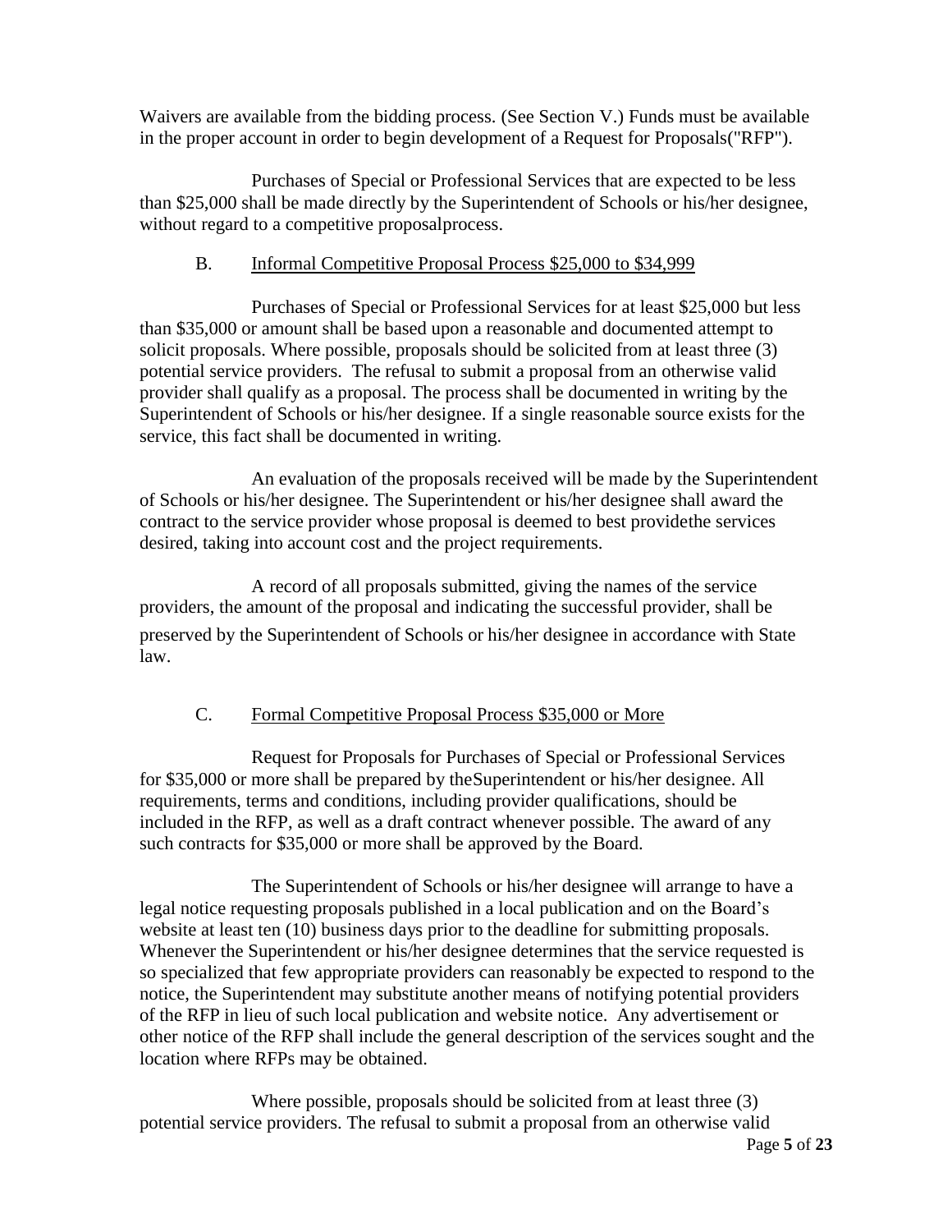Waivers are available from the bidding process. (See Section V.) Funds must be available in the proper account in order to begin development of a Request for Proposals("RFP").

Purchases of Special or Professional Services that are expected to be less than $25,000 shall be made directly by the Superintendent of Schools or his/her designee, without regard to a competitive proposalprocess.

### B. Informal Competitive Proposal Process $25,000 to $34,999

Purchases of Special or Professional Services for at least $25,000 but less than $35,000 or amount shall be based upon a reasonable and documented attempt to solicit proposals. Where possible, proposals should be solicited from at least three (3) potential service providers. The refusal to submit a proposal from an otherwise valid provider shall qualify as a proposal. The process shall be documented in writing by the Superintendent of Schools or his/her designee. If a single reasonable source exists for the service, this fact shall be documented in writing.

An evaluation of the proposals received will be made by the Superintendent of Schools or his/her designee. The Superintendent or his/her designee shall award the contract to the service provider whose proposal is deemed to best providethe services desired, taking into account cost and the project requirements.

A record of all proposals submitted, giving the names of the service providers, the amount of the proposal and indicating the successful provider, shall be preserved by the Superintendent of Schools or his/her designee in accordance with State law.

### C. Formal Competitive Proposal Process $35,000 or More

Request for Proposals for Purchases of Special or Professional Services for $35,000 or more shall be prepared by theSuperintendent or his/her designee. All requirements, terms and conditions, including provider qualifications, should be included in the RFP, as well as a draft contract whenever possible. The award of any such contracts for $35,000 or more shall be approved by the Board.

The Superintendent of Schools or his/her designee will arrange to have a legal notice requesting proposals published in a local publication and on the Board's website at least ten (10) business days prior to the deadline for submitting proposals. Whenever the Superintendent or his/her designee determines that the service requested is so specialized that few appropriate providers can reasonably be expected to respond to the notice, the Superintendent may substitute another means of notifying potential providers of the RFP in lieu of such local publication and website notice. Any advertisement or other notice of the RFP shall include the general description of the services sought and the location where RFPs may be obtained.

Where possible, proposals should be solicited from at least three (3) potential service providers. The refusal to submit a proposal from an otherwise valid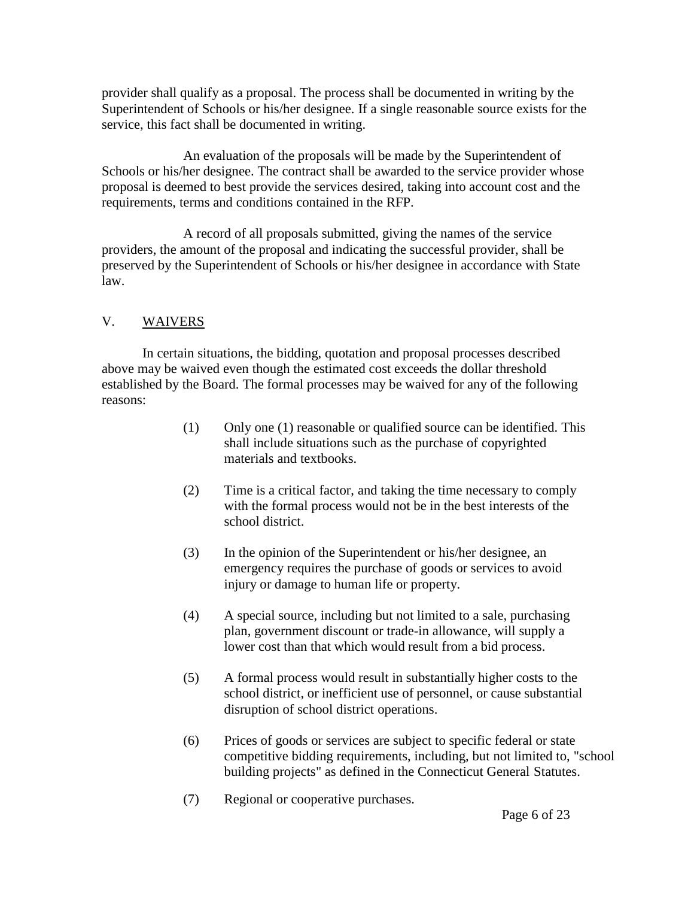provider shall qualify as a proposal. The process shall be documented in writing by the Superintendent of Schools or his/her designee. If a single reasonable source exists for the service, this fact shall be documented in writing.

An evaluation of the proposals will be made by the Superintendent of Schools or his/her designee. The contract shall be awarded to the service provider whose proposal is deemed to best provide the services desired, taking into account cost and the requirements, terms and conditions contained in the RFP.

A record of all proposals submitted, giving the names of the service providers, the amount of the proposal and indicating the successful provider, shall be preserved by the Superintendent of Schools or his/her designee in accordance with State law.

## V. WAIVERS

In certain situations, the bidding, quotation and proposal processes described above may be waived even though the estimated cost exceeds the dollar threshold established by the Board. The formal processes may be waived for any of the following reasons:

(1) Only one (1) reasonable or qualified source can be identified. This shall include situations such as the purchase of copyrighted materials and textbooks.

(2) Time is a critical factor, and taking the time necessary to comply with the formal process would not be in the best interests of the school district.

(3) In the opinion of the Superintendent or his/her designee, an emergency requires the purchase of goods or services to avoid injury or damage to human life or property.

(4) A special source, including but not limited to a sale, purchasing plan, government discount or trade-in allowance, will supply a lower cost than that which would result from a bid process.

(5) A formal process would result in substantially higher costs to the school district, or inefficient use of personnel, or cause substantial disruption of school district operations.

(6) Prices of goods or services are subject to specific federal or state competitive bidding requirements, including, but not limited to, "school building projects" as defined in the Connecticut General Statutes.

(7) Regional or cooperative purchases.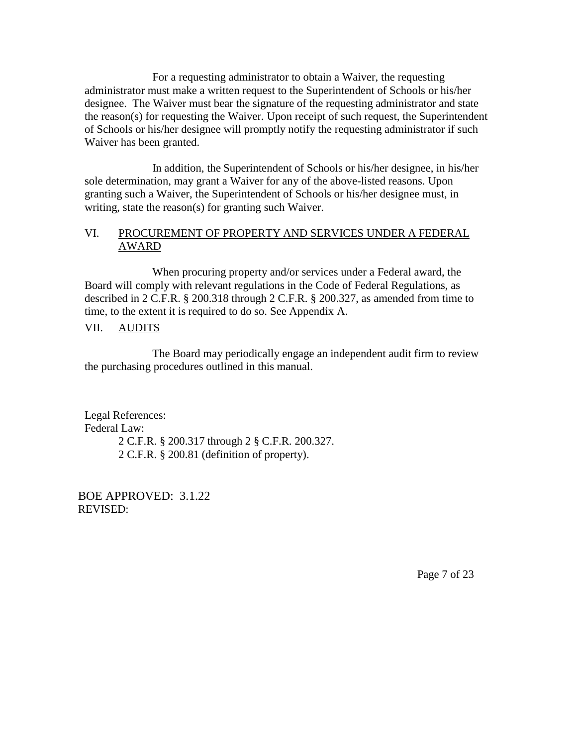For a requesting administrator to obtain a Waiver, the requesting administrator must make a written request to the Superintendent of Schools or his/her designee. The Waiver must bear the signature of the requesting administrator and state the reason(s) for requesting the Waiver. Upon receipt of such request, the Superintendent of Schools or his/her designee will promptly notify the requesting administrator if such Waiver has been granted.

In addition, the Superintendent of Schools or his/her designee, in his/her sole determination, may grant a Waiver for any of the above-listed reasons. Upon granting such a Waiver, the Superintendent of Schools or his/her designee must, in writing, state the reason(s) for granting such Waiver.

## VI. PROCUREMENT OF PROPERTY AND SERVICES UNDER A FEDERAL AWARD

When procuring property and/or services under a Federal award, the Board will comply with relevant regulations in the Code of Federal Regulations, as described in 2 C.F.R. § 200.318 through 2 C.F.R. § 200.327, as amended from time to time, to the extent it is required to do so. See Appendix A.

## VII. AUDITS

The Board may periodically engage an independent audit firm to review the purchasing procedures outlined in this manual.

Legal References:
Federal Law:

2 C.F.R. § 200.317 through 2 § C.F.R. 200.327.
2 C.F.R. § 200.81 (definition of property).

BOE APPROVED: 3.1.22
REVISED: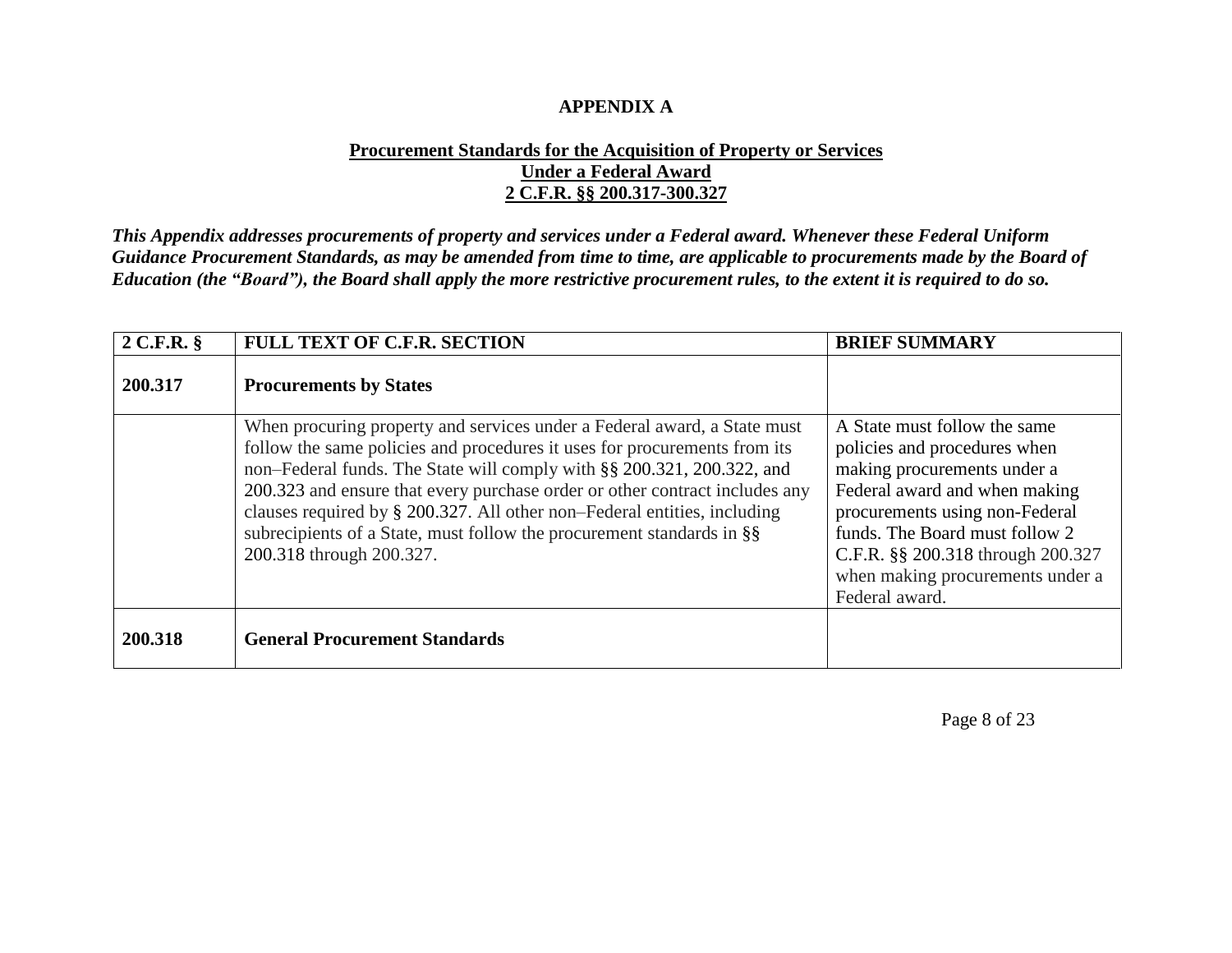**APPENDIX A**

**Procurement Standards for the Acquisition of Property or Services**
**Under a Federal Award**
**2 C.F.R. §§ 200.317-300.327**

***This Appendix addresses procurements of property and services under a Federal award. Whenever these Federal Uniform Guidance Procurement Standards, as may be amended from time to time, are applicable to procurements made by the Board of Education (the "Board"), the Board shall apply the more restrictive procurement rules, to the extent it is required to do so.***

| 2 C.F.R. § | FULL TEXT OF C.F.R. SECTION | BRIEF SUMMARY |
|---|---|---|
| **200.317** | **Procurements by States** | |
| | When procuring property and services under a Federal award, a State must follow the same policies and procedures it uses for procurements from its non–Federal funds. The State will comply with §§ 200.321, 200.322, and 200.323 and ensure that every purchase order or other contract includes any clauses required by § 200.327. All other non–Federal entities, including subrecipients of a State, must follow the procurement standards in §§ 200.318 through 200.327. | A State must follow the same policies and procedures when making procurements under a Federal award and when making procurements using non-Federal funds. The Board must follow 2 C.F.R. §§ 200.318 through 200.327 when making procurements under a Federal award. |
| **200.318** | **General Procurement Standards** | |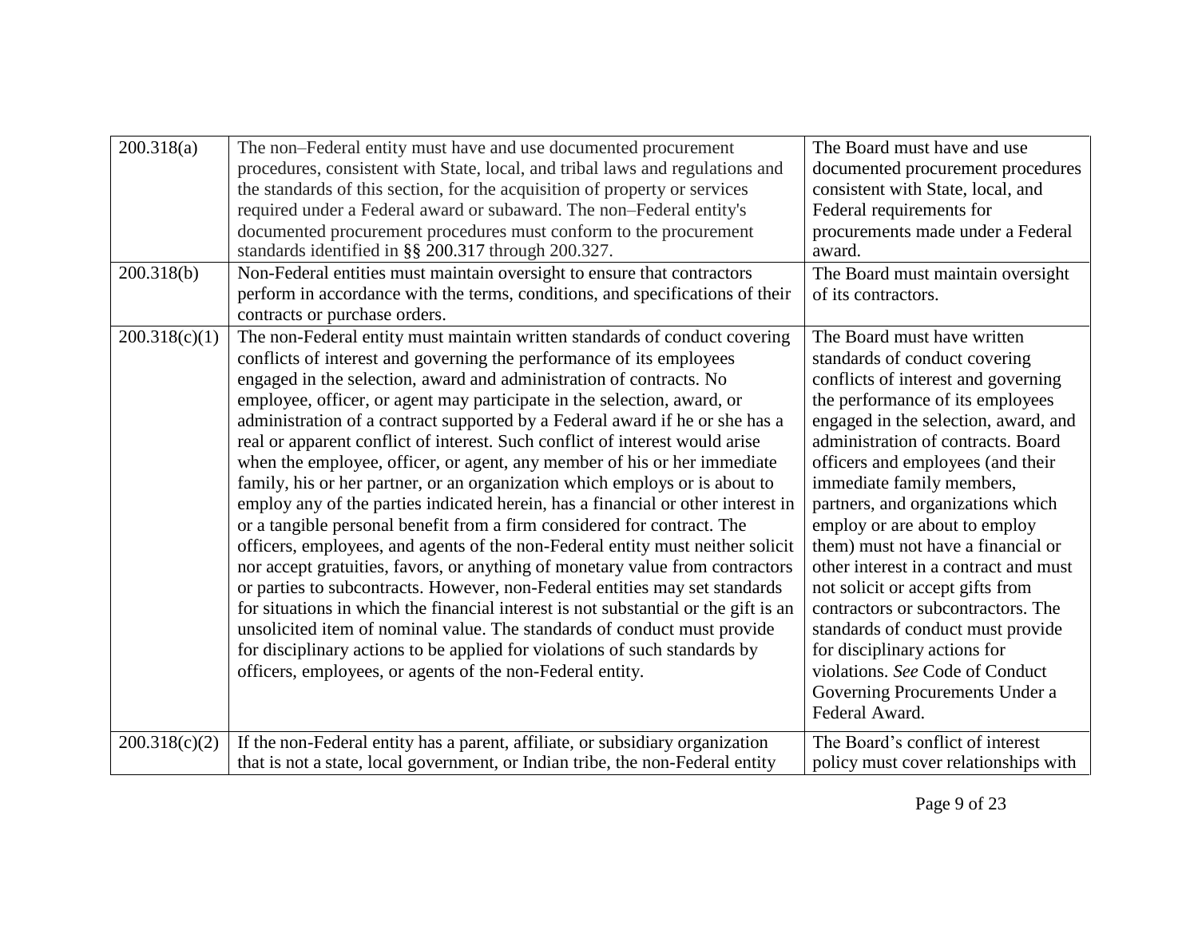| | | |
|---|---|---|
| 200.318(a) | The non–Federal entity must have and use documented procurement procedures, consistent with State, local, and tribal laws and regulations and the standards of this section, for the acquisition of property or services required under a Federal award or subaward. The non–Federal entity's documented procurement procedures must conform to the procurement standards identified in §§ 200.317 through 200.327. | The Board must have and use documented procurement procedures consistent with State, local, and Federal requirements for procurements made under a Federal award. |
| 200.318(b) | Non-Federal entities must maintain oversight to ensure that contractors perform in accordance with the terms, conditions, and specifications of their contracts or purchase orders. | The Board must maintain oversight of its contractors. |
| 200.318(c)(1) | The non-Federal entity must maintain written standards of conduct covering conflicts of interest and governing the performance of its employees engaged in the selection, award and administration of contracts. No employee, officer, or agent may participate in the selection, award, or administration of a contract supported by a Federal award if he or she has a real or apparent conflict of interest. Such conflict of interest would arise when the employee, officer, or agent, any member of his or her immediate family, his or her partner, or an organization which employs or is about to employ any of the parties indicated herein, has a financial or other interest in or a tangible personal benefit from a firm considered for contract. The officers, employees, and agents of the non-Federal entity must neither solicit nor accept gratuities, favors, or anything of monetary value from contractors or parties to subcontracts. However, non-Federal entities may set standards for situations in which the financial interest is not substantial or the gift is an unsolicited item of nominal value. The standards of conduct must provide for disciplinary actions to be applied for violations of such standards by officers, employees, or agents of the non-Federal entity. | The Board must have written standards of conduct covering conflicts of interest and governing the performance of its employees engaged in the selection, award, and administration of contracts. Board officers and employees (and their immediate family members, partners, and organizations which employ or are about to employ them) must not have a financial or other interest in a contract and must not solicit or accept gifts from contractors or subcontractors. The standards of conduct must provide for disciplinary actions for violations. *See* Code of Conduct Governing Procurements Under a Federal Award. |
| 200.318(c)(2) | If the non-Federal entity has a parent, affiliate, or subsidiary organization that is not a state, local government, or Indian tribe, the non-Federal entity | The Board's conflict of interest policy must cover relationships with |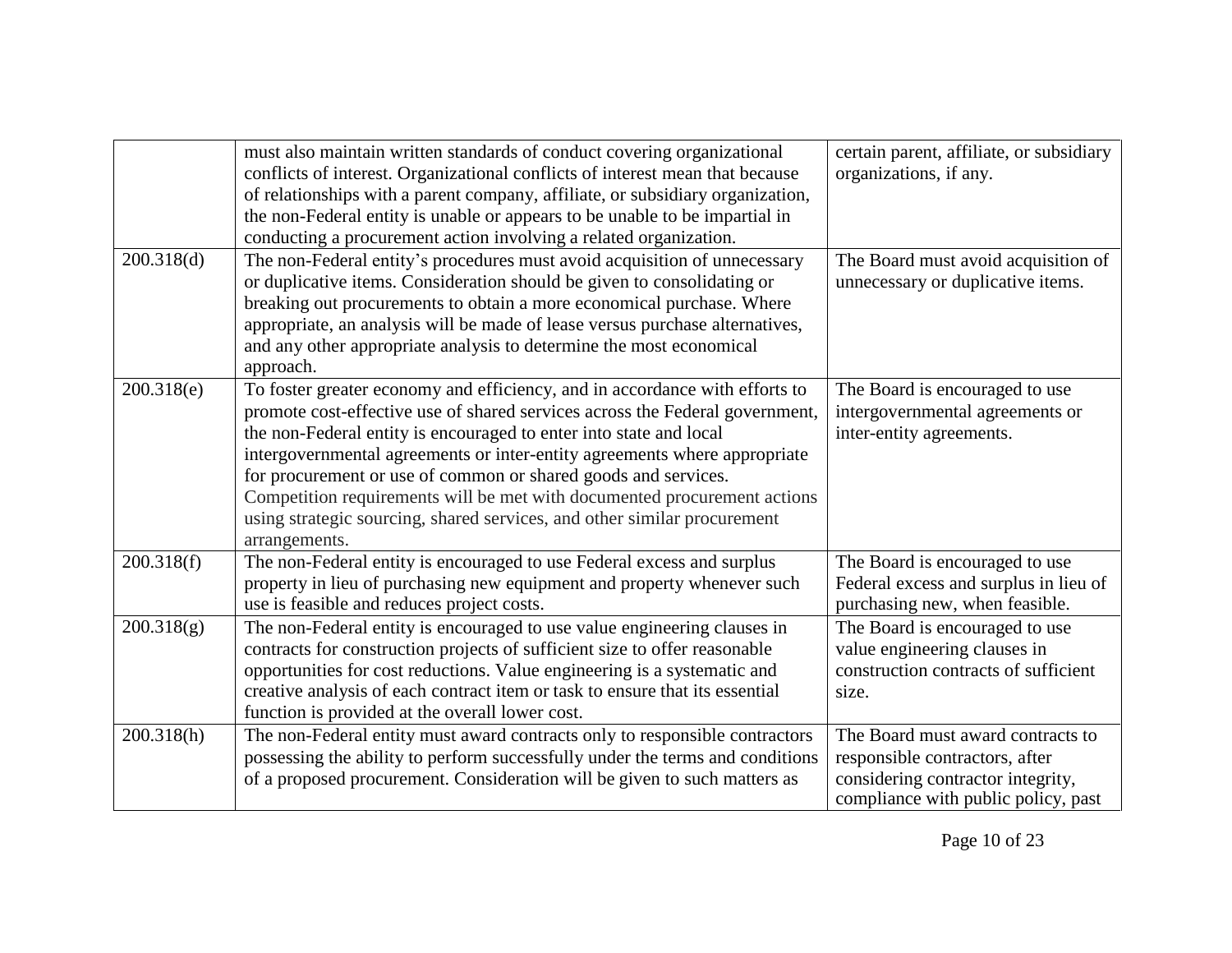| | | |
|---|---|---|
| | must also maintain written standards of conduct covering organizational conflicts of interest. Organizational conflicts of interest mean that because of relationships with a parent company, affiliate, or subsidiary organization, the non-Federal entity is unable or appears to be unable to be impartial in conducting a procurement action involving a related organization. | certain parent, affiliate, or subsidiary organizations, if any. |
| 200.318(d) | The non-Federal entity's procedures must avoid acquisition of unnecessary or duplicative items. Consideration should be given to consolidating or breaking out procurements to obtain a more economical purchase. Where appropriate, an analysis will be made of lease versus purchase alternatives, and any other appropriate analysis to determine the most economical approach. | The Board must avoid acquisition of unnecessary or duplicative items. |
| 200.318(e) | To foster greater economy and efficiency, and in accordance with efforts to promote cost-effective use of shared services across the Federal government, the non-Federal entity is encouraged to enter into state and local intergovernmental agreements or inter-entity agreements where appropriate for procurement or use of common or shared goods and services. Competition requirements will be met with documented procurement actions using strategic sourcing, shared services, and other similar procurement arrangements. | The Board is encouraged to use intergovernmental agreements or inter-entity agreements. |
| 200.318(f) | The non-Federal entity is encouraged to use Federal excess and surplus property in lieu of purchasing new equipment and property whenever such use is feasible and reduces project costs. | The Board is encouraged to use Federal excess and surplus in lieu of purchasing new, when feasible. |
| 200.318(g) | The non-Federal entity is encouraged to use value engineering clauses in contracts for construction projects of sufficient size to offer reasonable opportunities for cost reductions. Value engineering is a systematic and creative analysis of each contract item or task to ensure that its essential function is provided at the overall lower cost. | The Board is encouraged to use value engineering clauses in construction contracts of sufficient size. |
| 200.318(h) | The non-Federal entity must award contracts only to responsible contractors possessing the ability to perform successfully under the terms and conditions of a proposed procurement. Consideration will be given to such matters as | The Board must award contracts to responsible contractors, after considering contractor integrity, compliance with public policy, past |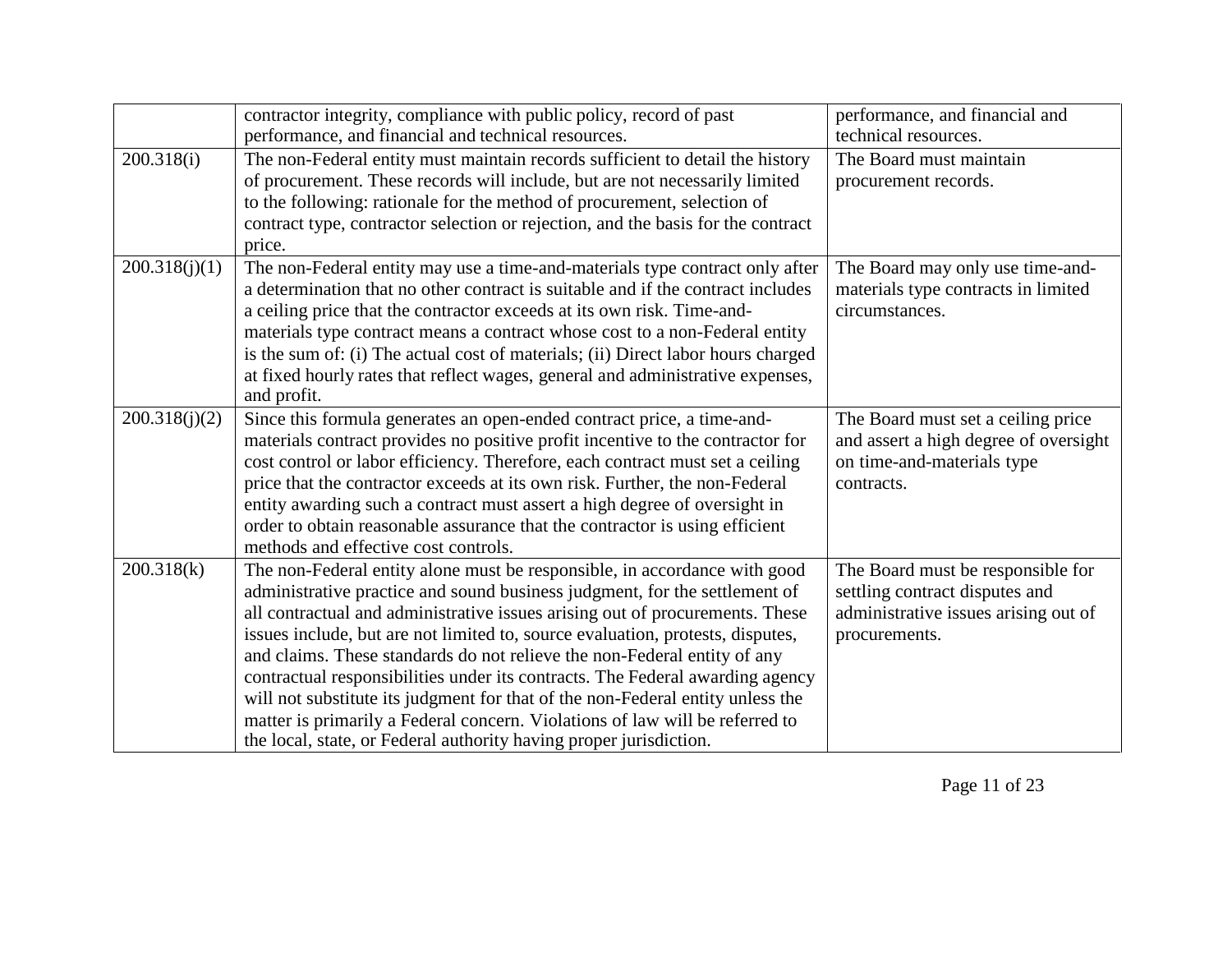| | | |
|---|---|---|
| | contractor integrity, compliance with public policy, record of past performance, and financial and technical resources. | performance, and financial and technical resources. |
| 200.318(i) | The non-Federal entity must maintain records sufficient to detail the history of procurement. These records will include, but are not necessarily limited to the following: rationale for the method of procurement, selection of contract type, contractor selection or rejection, and the basis for the contract price. | The Board must maintain procurement records. |
| 200.318(j)(1) | The non-Federal entity may use a time-and-materials type contract only after a determination that no other contract is suitable and if the contract includes a ceiling price that the contractor exceeds at its own risk. Time-and-materials type contract means a contract whose cost to a non-Federal entity is the sum of: (i) The actual cost of materials; (ii) Direct labor hours charged at fixed hourly rates that reflect wages, general and administrative expenses, and profit. | The Board may only use time-and-materials type contracts in limited circumstances. |
| 200.318(j)(2) | Since this formula generates an open-ended contract price, a time-and-materials contract provides no positive profit incentive to the contractor for cost control or labor efficiency. Therefore, each contract must set a ceiling price that the contractor exceeds at its own risk. Further, the non-Federal entity awarding such a contract must assert a high degree of oversight in order to obtain reasonable assurance that the contractor is using efficient methods and effective cost controls. | The Board must set a ceiling price and assert a high degree of oversight on time-and-materials type contracts. |
| 200.318(k) | The non-Federal entity alone must be responsible, in accordance with good administrative practice and sound business judgment, for the settlement of all contractual and administrative issues arising out of procurements. These issues include, but are not limited to, source evaluation, protests, disputes, and claims. These standards do not relieve the non-Federal entity of any contractual responsibilities under its contracts. The Federal awarding agency will not substitute its judgment for that of the non-Federal entity unless the matter is primarily a Federal concern. Violations of law will be referred to the local, state, or Federal authority having proper jurisdiction. | The Board must be responsible for settling contract disputes and administrative issues arising out of procurements. |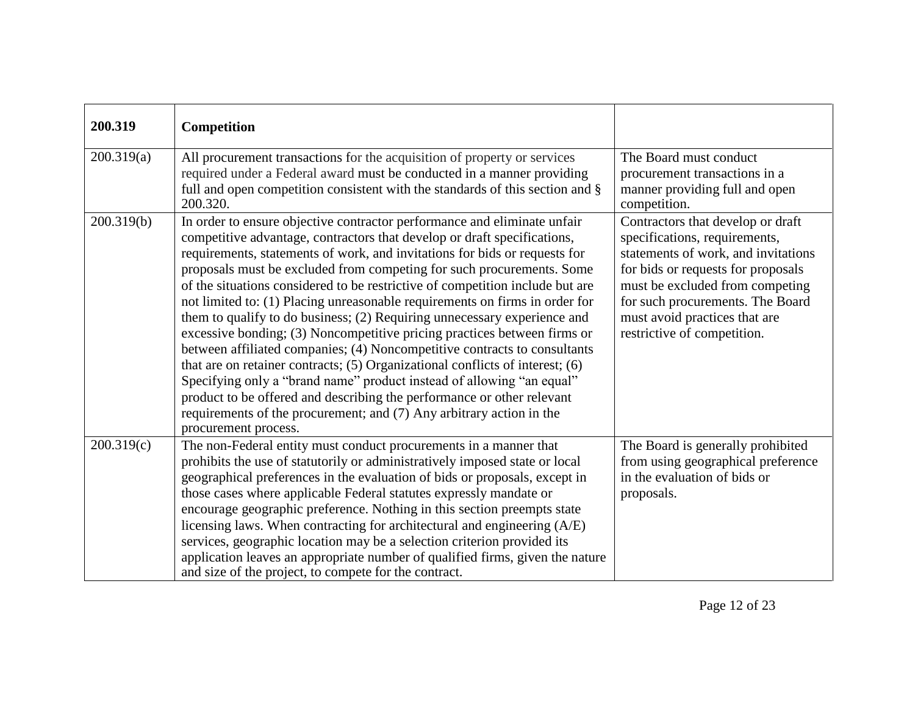| **200.319** | **Competition** | |
|---|---|---|
| 200.319(a) | All procurement transactions for the acquisition of property or services required under a Federal award must be conducted in a manner providing full and open competition consistent with the standards of this section and § 200.320. | The Board must conduct procurement transactions in a manner providing full and open competition. |
| 200.319(b) | In order to ensure objective contractor performance and eliminate unfair competitive advantage, contractors that develop or draft specifications, requirements, statements of work, and invitations for bids or requests for proposals must be excluded from competing for such procurements. Some of the situations considered to be restrictive of competition include but are not limited to: (1) Placing unreasonable requirements on firms in order for them to qualify to do business; (2) Requiring unnecessary experience and excessive bonding; (3) Noncompetitive pricing practices between firms or between affiliated companies; (4) Noncompetitive contracts to consultants that are on retainer contracts; (5) Organizational conflicts of interest; (6) Specifying only a "brand name" product instead of allowing "an equal" product to be offered and describing the performance or other relevant requirements of the procurement; and (7) Any arbitrary action in the procurement process. | Contractors that develop or draft specifications, requirements, statements of work, and invitations for bids or requests for proposals must be excluded from competing for such procurements. The Board must avoid practices that are restrictive of competition. |
| 200.319(c) | The non-Federal entity must conduct procurements in a manner that prohibits the use of statutorily or administratively imposed state or local geographical preferences in the evaluation of bids or proposals, except in those cases where applicable Federal statutes expressly mandate or encourage geographic preference. Nothing in this section preempts state licensing laws. When contracting for architectural and engineering (A/E) services, geographic location may be a selection criterion provided its application leaves an appropriate number of qualified firms, given the nature and size of the project, to compete for the contract. | The Board is generally prohibited from using geographical preference in the evaluation of bids or proposals. |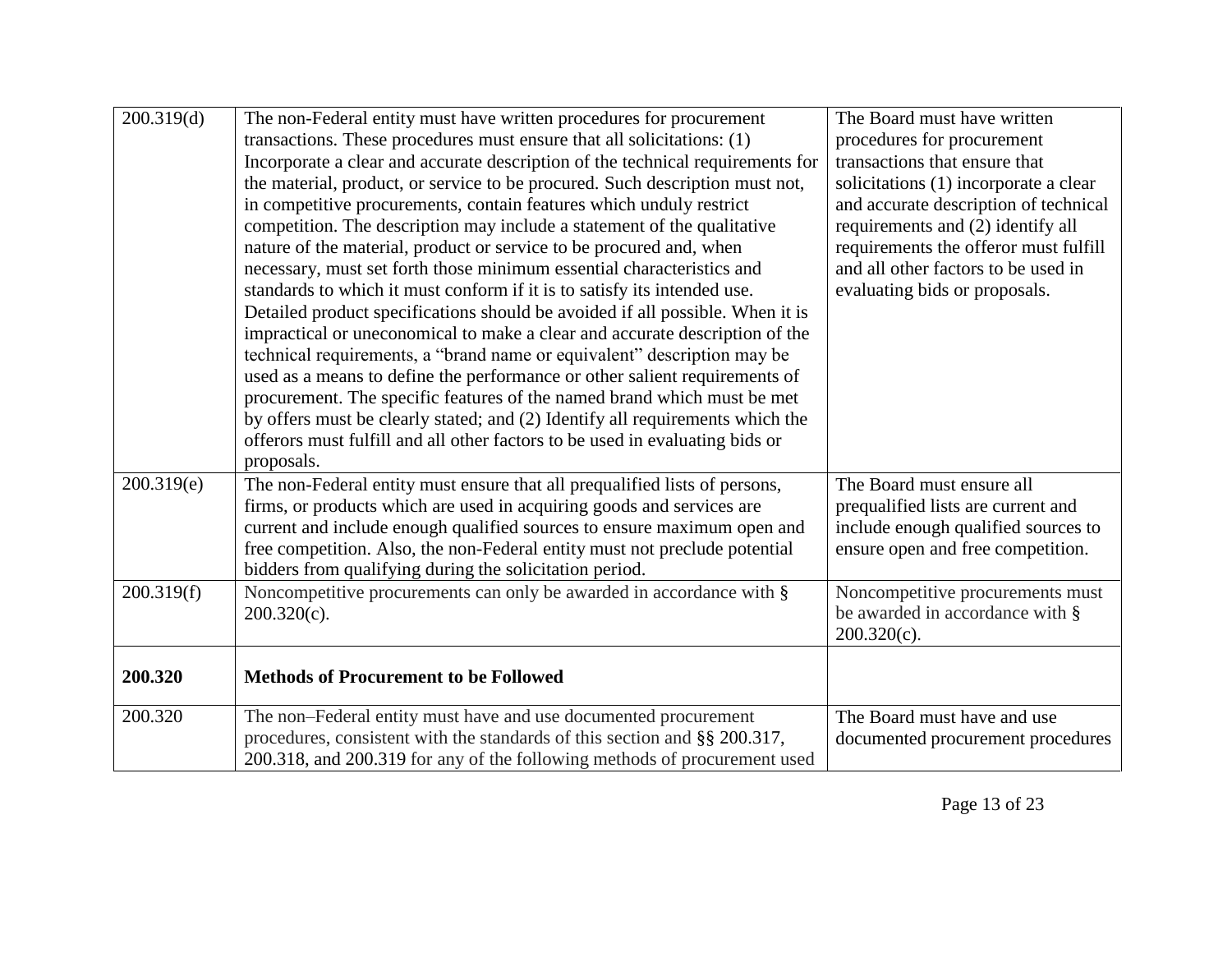| | | |
|---|---|---|
| 200.319(d) | The non-Federal entity must have written procedures for procurement transactions. These procedures must ensure that all solicitations: (1) Incorporate a clear and accurate description of the technical requirements for the material, product, or service to be procured. Such description must not, in competitive procurements, contain features which unduly restrict competition. The description may include a statement of the qualitative nature of the material, product or service to be procured and, when necessary, must set forth those minimum essential characteristics and standards to which it must conform if it is to satisfy its intended use. Detailed product specifications should be avoided if all possible. When it is impractical or uneconomical to make a clear and accurate description of the technical requirements, a "brand name or equivalent" description may be used as a means to define the performance or other salient requirements of procurement. The specific features of the named brand which must be met by offers must be clearly stated; and (2) Identify all requirements which the offerors must fulfill and all other factors to be used in evaluating bids or proposals. | The Board must have written procedures for procurement transactions that ensure that solicitations (1) incorporate a clear and accurate description of technical requirements and (2) identify all requirements the offeror must fulfill and all other factors to be used in evaluating bids or proposals. |
| 200.319(e) | The non-Federal entity must ensure that all prequalified lists of persons, firms, or products which are used in acquiring goods and services are current and include enough qualified sources to ensure maximum open and free competition. Also, the non-Federal entity must not preclude potential bidders from qualifying during the solicitation period. | The Board must ensure all prequalified lists are current and include enough qualified sources to ensure open and free competition. |
| 200.319(f) | Noncompetitive procurements can only be awarded in accordance with § 200.320(c). | Noncompetitive procurements must be awarded in accordance with § 200.320(c). |
| **200.320** | **Methods of Procurement to be Followed** | |
| 200.320 | The non–Federal entity must have and use documented procurement procedures, consistent with the standards of this section and §§ 200.317, 200.318, and 200.319 for any of the following methods of procurement used | The Board must have and use documented procurement procedures |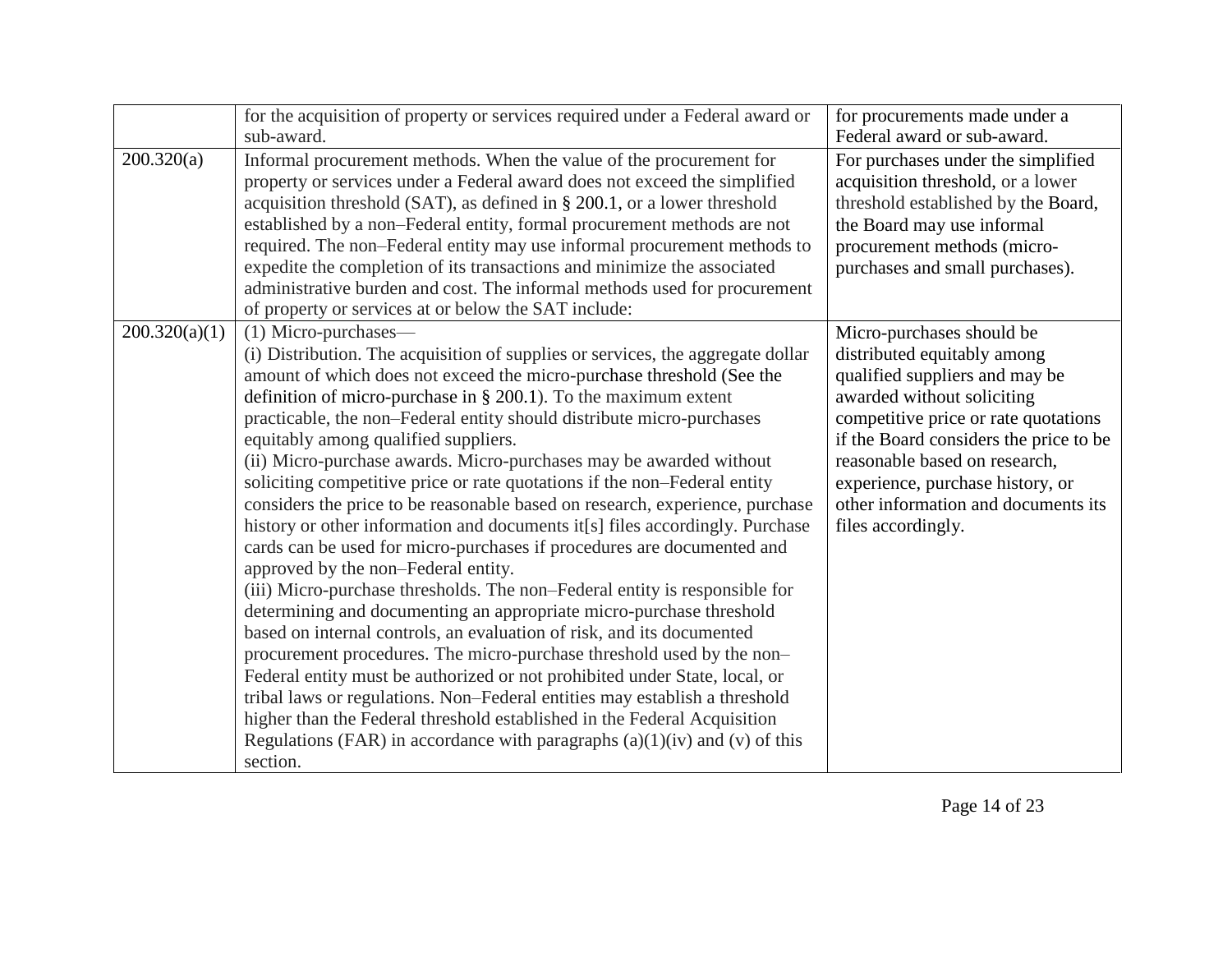| | | |
|---|---|---|
| | for the acquisition of property or services required under a Federal award or sub-award. | for procurements made under a Federal award or sub-award. |
| 200.320(a) | Informal procurement methods. When the value of the procurement for property or services under a Federal award does not exceed the simplified acquisition threshold (SAT), as defined in § 200.1, or a lower threshold established by a non–Federal entity, formal procurement methods are not required. The non–Federal entity may use informal procurement methods to expedite the completion of its transactions and minimize the associated administrative burden and cost. The informal methods used for procurement of property or services at or below the SAT include: | For purchases under the simplified acquisition threshold, or a lower threshold established by the Board, the Board may use informal procurement methods (micro-purchases and small purchases). |
| 200.320(a)(1) | (1) Micro-purchases—<br>(i) Distribution. The acquisition of supplies or services, the aggregate dollar amount of which does not exceed the micro-purchase threshold (See the definition of micro-purchase in § 200.1). To the maximum extent practicable, the non–Federal entity should distribute micro-purchases equitably among qualified suppliers.<br>(ii) Micro-purchase awards. Micro-purchases may be awarded without soliciting competitive price or rate quotations if the non–Federal entity considers the price to be reasonable based on research, experience, purchase history or other information and documents it[s] files accordingly. Purchase cards can be used for micro-purchases if procedures are documented and approved by the non–Federal entity.<br>(iii) Micro-purchase thresholds. The non–Federal entity is responsible for determining and documenting an appropriate micro-purchase threshold based on internal controls, an evaluation of risk, and its documented procurement procedures. The micro-purchase threshold used by the non–Federal entity must be authorized or not prohibited under State, local, or tribal laws or regulations. Non–Federal entities may establish a threshold higher than the Federal threshold established in the Federal Acquisition Regulations (FAR) in accordance with paragraphs (a)(1)(iv) and (v) of this section. | Micro-purchases should be distributed equitably among qualified suppliers and may be awarded without soliciting competitive price or rate quotations if the Board considers the price to be reasonable based on research, experience, purchase history, or other information and documents its files accordingly. |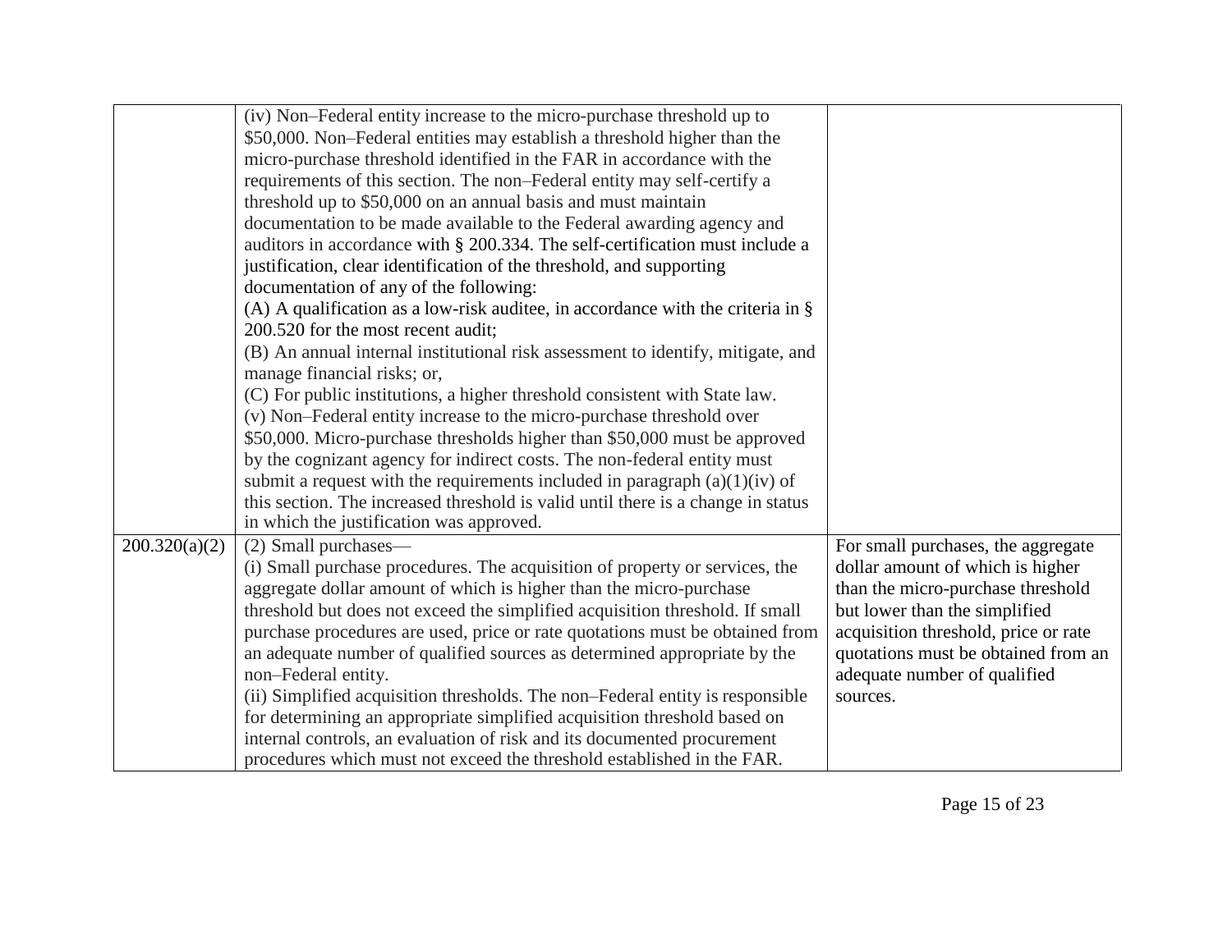| | | |
|---|---|---|
| | (iv) Non–Federal entity increase to the micro-purchase threshold up to $50,000. Non–Federal entities may establish a threshold higher than the micro-purchase threshold identified in the FAR in accordance with the requirements of this section. The non–Federal entity may self-certify a threshold up to $50,000 on an annual basis and must maintain documentation to be made available to the Federal awarding agency and auditors in accordance with § 200.334. The self-certification must include a justification, clear identification of the threshold, and supporting documentation of any of the following:<br>(A) A qualification as a low-risk auditee, in accordance with the criteria in § 200.520 for the most recent audit;<br>(B) An annual internal institutional risk assessment to identify, mitigate, and manage financial risks; or,<br>(C) For public institutions, a higher threshold consistent with State law.<br>(v) Non–Federal entity increase to the micro-purchase threshold over $50,000. Micro-purchase thresholds higher than $50,000 must be approved by the cognizant agency for indirect costs. The non-federal entity must submit a request with the requirements included in paragraph (a)(1)(iv) of this section. The increased threshold is valid until there is a change in status in which the justification was approved. | |
| 200.320(a)(2) | (2) Small purchases—<br>(i) Small purchase procedures. The acquisition of property or services, the aggregate dollar amount of which is higher than the micro-purchase threshold but does not exceed the simplified acquisition threshold. If small purchase procedures are used, price or rate quotations must be obtained from an adequate number of qualified sources as determined appropriate by the non–Federal entity.<br>(ii) Simplified acquisition thresholds. The non–Federal entity is responsible for determining an appropriate simplified acquisition threshold based on internal controls, an evaluation of risk and its documented procurement procedures which must not exceed the threshold established in the FAR. | For small purchases, the aggregate dollar amount of which is higher than the micro-purchase threshold but lower than the simplified acquisition threshold, price or rate quotations must be obtained from an adequate number of qualified sources. |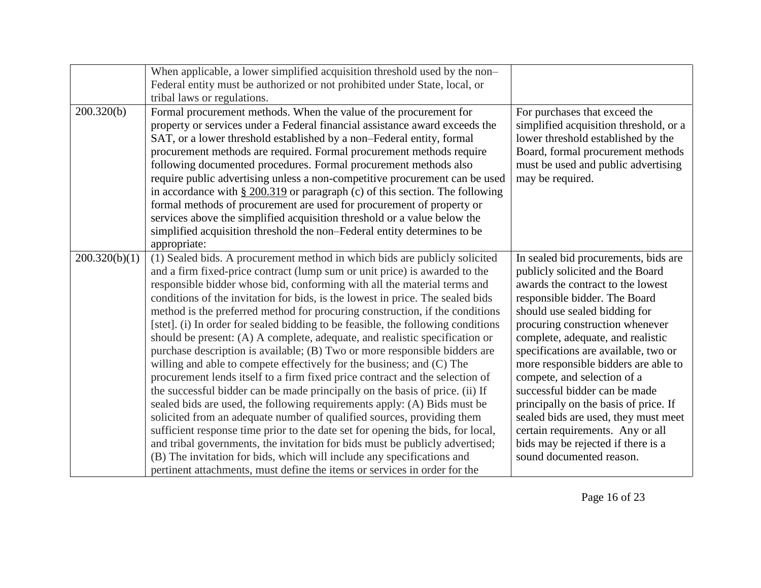| | | |
|---|---|---|
| | When applicable, a lower simplified acquisition threshold used by the non–Federal entity must be authorized or not prohibited under State, local, or tribal laws or regulations. | |
| 200.320(b) | Formal procurement methods. When the value of the procurement for property or services under a Federal financial assistance award exceeds the SAT, or a lower threshold established by a non–Federal entity, formal procurement methods are required. Formal procurement methods require following documented procedures. Formal procurement methods also require public advertising unless a non-competitive procurement can be used in accordance with § 200.319 or paragraph (c) of this section. The following formal methods of procurement are used for procurement of property or services above the simplified acquisition threshold or a value below the simplified acquisition threshold the non–Federal entity determines to be appropriate: | For purchases that exceed the simplified acquisition threshold, or a lower threshold established by the Board, formal procurement methods must be used and public advertising may be required. |
| 200.320(b)(1) | (1) Sealed bids. A procurement method in which bids are publicly solicited and a firm fixed-price contract (lump sum or unit price) is awarded to the responsible bidder whose bid, conforming with all the material terms and conditions of the invitation for bids, is the lowest in price. The sealed bids method is the preferred method for procuring construction, if the conditions [stet]. (i) In order for sealed bidding to be feasible, the following conditions should be present: (A) A complete, adequate, and realistic specification or purchase description is available; (B) Two or more responsible bidders are willing and able to compete effectively for the business; and (C) The procurement lends itself to a firm fixed price contract and the selection of the successful bidder can be made principally on the basis of price. (ii) If sealed bids are used, the following requirements apply: (A) Bids must be solicited from an adequate number of qualified sources, providing them sufficient response time prior to the date set for opening the bids, for local, and tribal governments, the invitation for bids must be publicly advertised; (B) The invitation for bids, which will include any specifications and pertinent attachments, must define the items or services in order for the | In sealed bid procurements, bids are publicly solicited and the Board awards the contract to the lowest responsible bidder. The Board should use sealed bidding for procuring construction whenever complete, adequate, and realistic specifications are available, two or more responsible bidders are able to compete, and selection of a successful bidder can be made principally on the basis of price. If sealed bids are used, they must meet certain requirements. Any or all bids may be rejected if there is a sound documented reason. |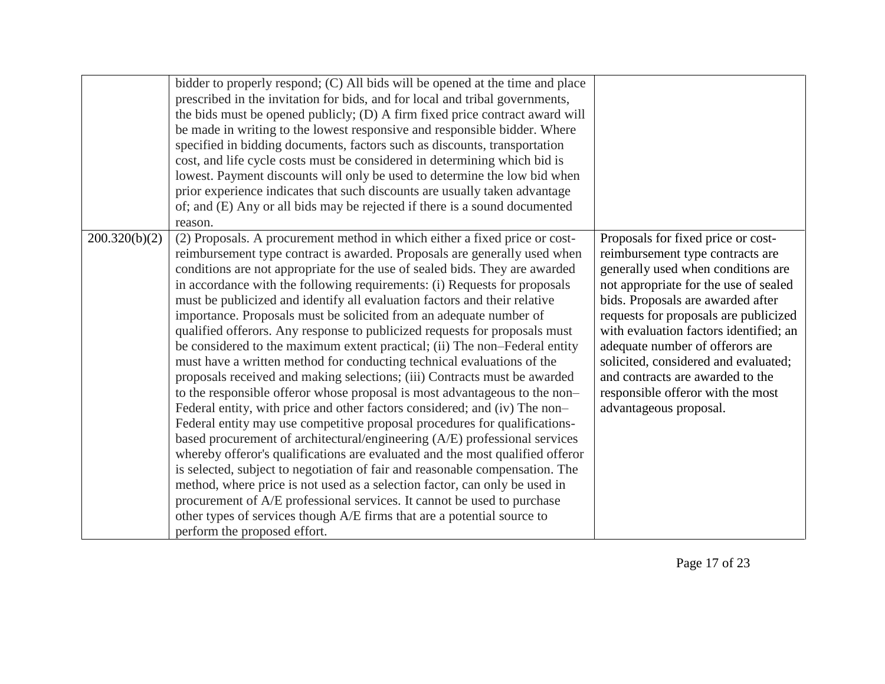| | | |
|---|---|---|
| | bidder to properly respond; (C) All bids will be opened at the time and place prescribed in the invitation for bids, and for local and tribal governments, the bids must be opened publicly; (D) A firm fixed price contract award will be made in writing to the lowest responsive and responsible bidder. Where specified in bidding documents, factors such as discounts, transportation cost, and life cycle costs must be considered in determining which bid is lowest. Payment discounts will only be used to determine the low bid when prior experience indicates that such discounts are usually taken advantage of; and (E) Any or all bids may be rejected if there is a sound documented reason. | |
| 200.320(b)(2) | (2) Proposals. A procurement method in which either a fixed price or cost-reimbursement type contract is awarded. Proposals are generally used when conditions are not appropriate for the use of sealed bids. They are awarded in accordance with the following requirements: (i) Requests for proposals must be publicized and identify all evaluation factors and their relative importance. Proposals must be solicited from an adequate number of qualified offerors. Any response to publicized requests for proposals must be considered to the maximum extent practical; (ii) The non–Federal entity must have a written method for conducting technical evaluations of the proposals received and making selections; (iii) Contracts must be awarded to the responsible offeror whose proposal is most advantageous to the non–Federal entity, with price and other factors considered; and (iv) The non–Federal entity may use competitive proposal procedures for qualifications-based procurement of architectural/engineering (A/E) professional services whereby offeror's qualifications are evaluated and the most qualified offeror is selected, subject to negotiation of fair and reasonable compensation. The method, where price is not used as a selection factor, can only be used in procurement of A/E professional services. It cannot be used to purchase other types of services though A/E firms that are a potential source to perform the proposed effort. | Proposals for fixed price or cost-reimbursement type contracts are generally used when conditions are not appropriate for the use of sealed bids. Proposals are awarded after requests for proposals are publicized with evaluation factors identified; an adequate number of offerors are solicited, considered and evaluated; and contracts are awarded to the responsible offeror with the most advantageous proposal. |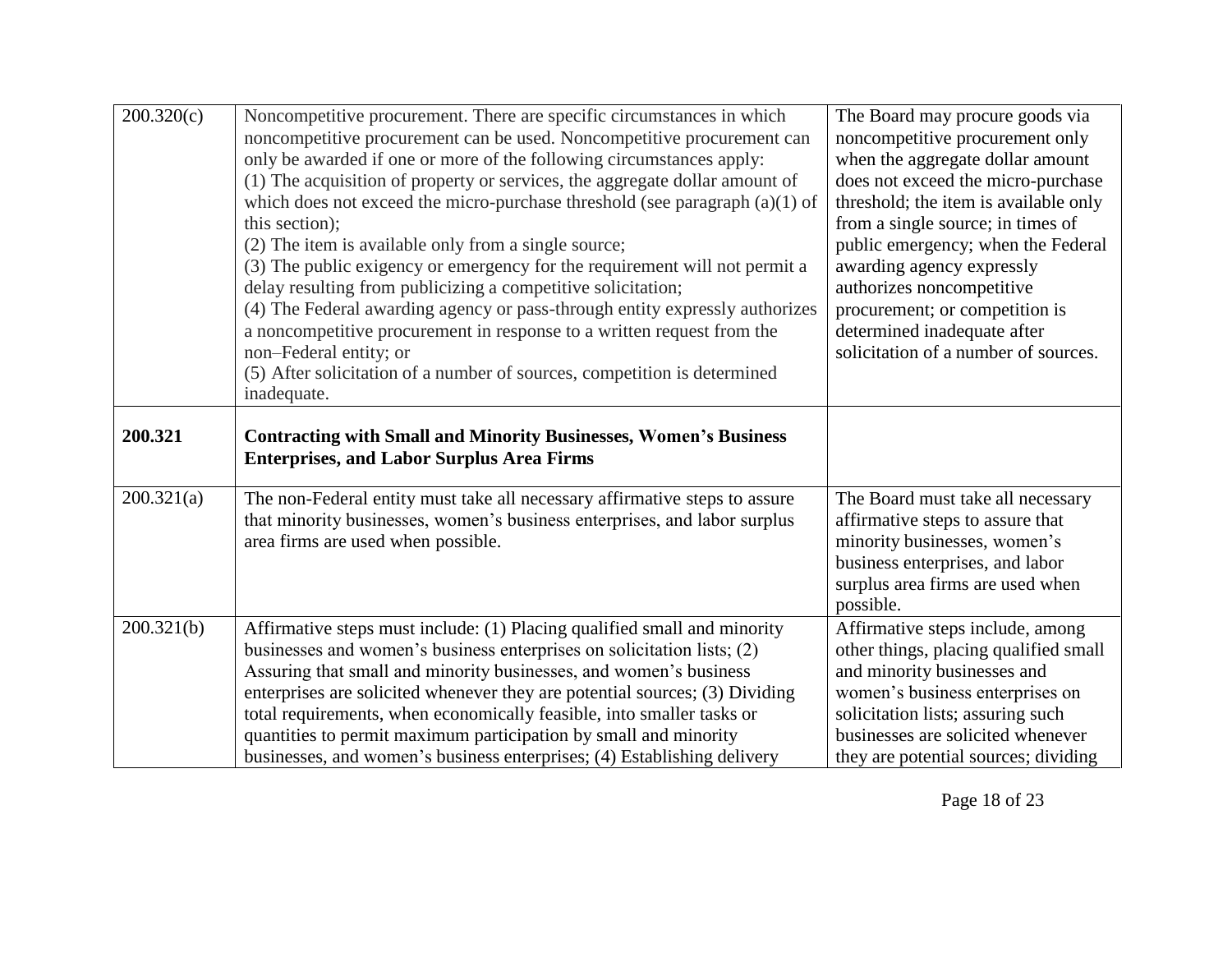| | | |
|---|---|---|
| 200.320(c) | Noncompetitive procurement. There are specific circumstances in which noncompetitive procurement can be used. Noncompetitive procurement can only be awarded if one or more of the following circumstances apply:<br>(1) The acquisition of property or services, the aggregate dollar amount of which does not exceed the micro-purchase threshold (see paragraph (a)(1) of this section);<br>(2) The item is available only from a single source;<br>(3) The public exigency or emergency for the requirement will not permit a delay resulting from publicizing a competitive solicitation;<br>(4) The Federal awarding agency or pass-through entity expressly authorizes a noncompetitive procurement in response to a written request from the non–Federal entity; or<br>(5) After solicitation of a number of sources, competition is determined inadequate. | The Board may procure goods via noncompetitive procurement only when the aggregate dollar amount does not exceed the micro-purchase threshold; the item is available only from a single source; in times of public emergency; when the Federal awarding agency expressly authorizes noncompetitive procurement; or competition is determined inadequate after solicitation of a number of sources. |
| **200.321** | **Contracting with Small and Minority Businesses, Women's Business Enterprises, and Labor Surplus Area Firms** | |
| 200.321(a) | The non-Federal entity must take all necessary affirmative steps to assure that minority businesses, women's business enterprises, and labor surplus area firms are used when possible. | The Board must take all necessary affirmative steps to assure that minority businesses, women's business enterprises, and labor surplus area firms are used when possible. |
| 200.321(b) | Affirmative steps must include: (1) Placing qualified small and minority businesses and women's business enterprises on solicitation lists; (2) Assuring that small and minority businesses, and women's business enterprises are solicited whenever they are potential sources; (3) Dividing total requirements, when economically feasible, into smaller tasks or quantities to permit maximum participation by small and minority businesses, and women's business enterprises; (4) Establishing delivery | Affirmative steps include, among other things, placing qualified small and minority businesses and women's business enterprises on solicitation lists; assuring such businesses are solicited whenever they are potential sources; dividing |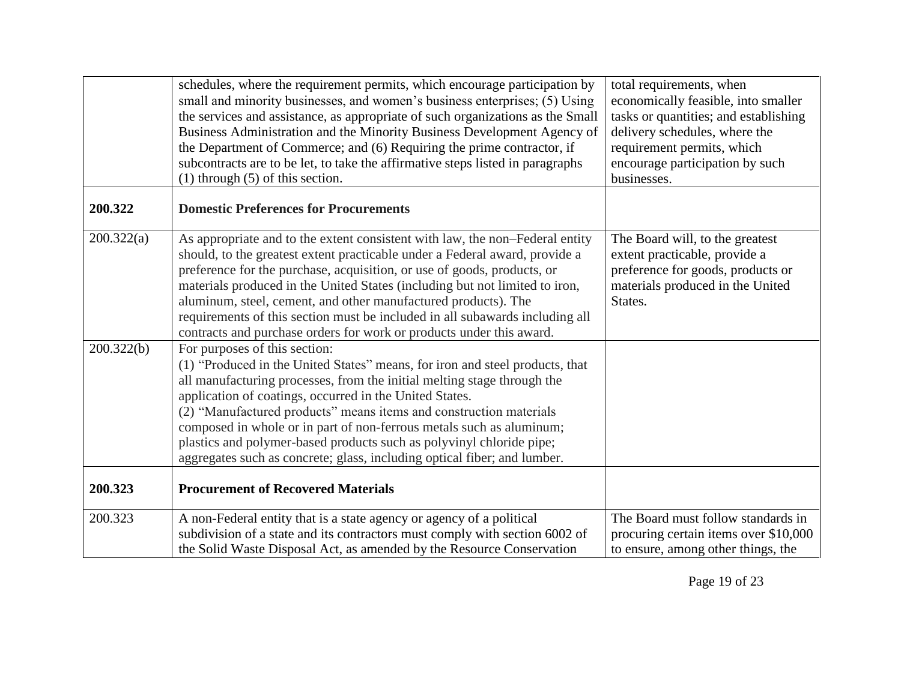| | | |
|---|---|---|
| | schedules, where the requirement permits, which encourage participation by small and minority businesses, and women's business enterprises; (5) Using the services and assistance, as appropriate of such organizations as the Small Business Administration and the Minority Business Development Agency of the Department of Commerce; and (6) Requiring the prime contractor, if subcontracts are to be let, to take the affirmative steps listed in paragraphs (1) through (5) of this section. | total requirements, when economically feasible, into smaller tasks or quantities; and establishing delivery schedules, where the requirement permits, which encourage participation by such businesses. |
| **200.322** | **Domestic Preferences for Procurements** | |
| 200.322(a) | As appropriate and to the extent consistent with law, the non–Federal entity should, to the greatest extent practicable under a Federal award, provide a preference for the purchase, acquisition, or use of goods, products, or materials produced in the United States (including but not limited to iron, aluminum, steel, cement, and other manufactured products). The requirements of this section must be included in all subawards including all contracts and purchase orders for work or products under this award. | The Board will, to the greatest extent practicable, provide a preference for goods, products or materials produced in the United States. |
| 200.322(b) | For purposes of this section:<br>(1) "Produced in the United States" means, for iron and steel products, that all manufacturing processes, from the initial melting stage through the application of coatings, occurred in the United States.<br>(2) "Manufactured products" means items and construction materials composed in whole or in part of non-ferrous metals such as aluminum; plastics and polymer-based products such as polyvinyl chloride pipe; aggregates such as concrete; glass, including optical fiber; and lumber. | |
| **200.323** | **Procurement of Recovered Materials** | |
| 200.323 | A non-Federal entity that is a state agency or agency of a political subdivision of a state and its contractors must comply with section 6002 of the Solid Waste Disposal Act, as amended by the Resource Conservation | The Board must follow standards in procuring certain items over $10,000 to ensure, among other things, the |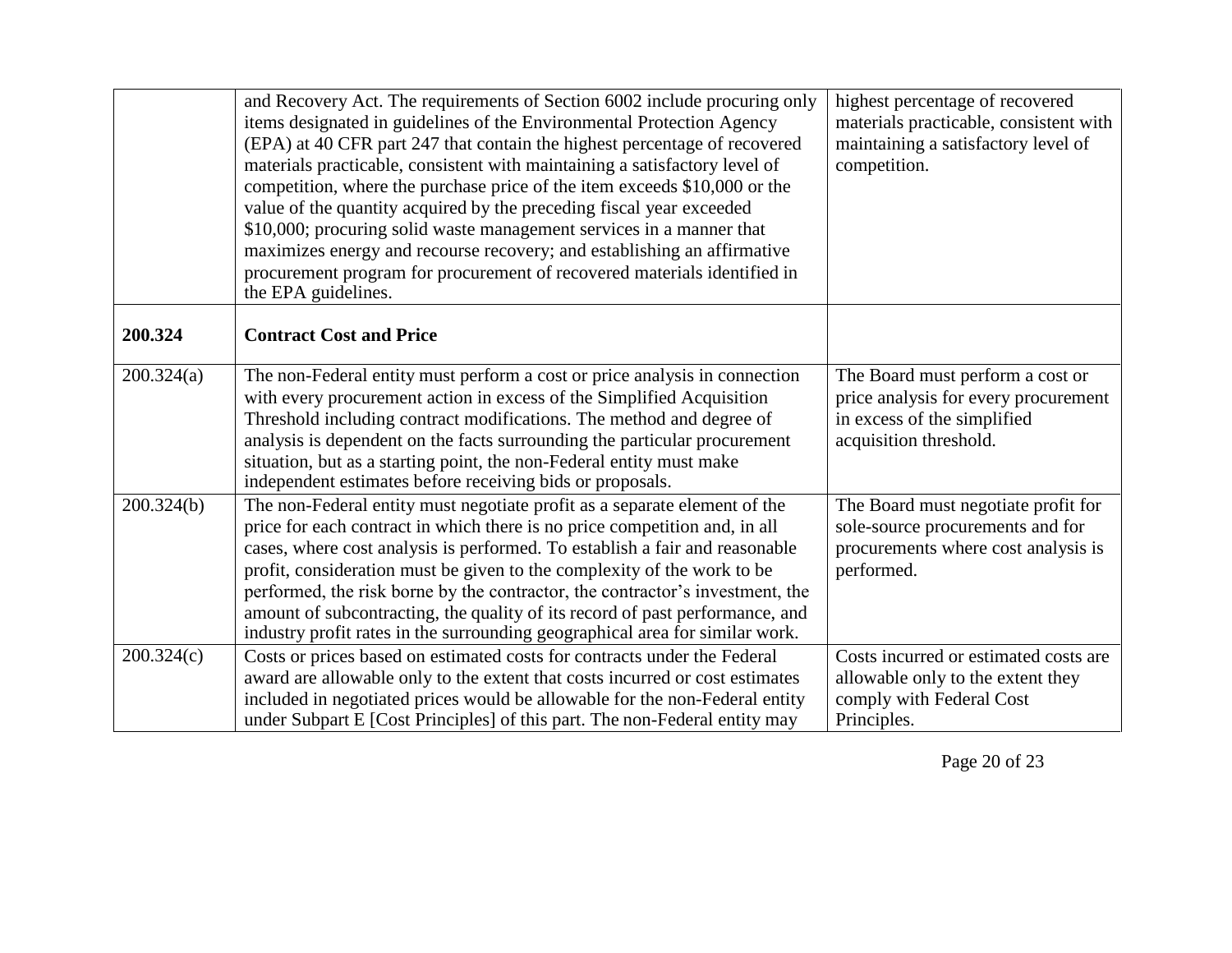| | | |
|---|---|---|
| | and Recovery Act. The requirements of Section 6002 include procuring only items designated in guidelines of the Environmental Protection Agency (EPA) at 40 CFR part 247 that contain the highest percentage of recovered materials practicable, consistent with maintaining a satisfactory level of competition, where the purchase price of the item exceeds $10,000 or the value of the quantity acquired by the preceding fiscal year exceeded $10,000; procuring solid waste management services in a manner that maximizes energy and recourse recovery; and establishing an affirmative procurement program for procurement of recovered materials identified in the EPA guidelines. | highest percentage of recovered materials practicable, consistent with maintaining a satisfactory level of competition. |
| **200.324** | **Contract Cost and Price** | |
| 200.324(a) | The non-Federal entity must perform a cost or price analysis in connection with every procurement action in excess of the Simplified Acquisition Threshold including contract modifications. The method and degree of analysis is dependent on the facts surrounding the particular procurement situation, but as a starting point, the non-Federal entity must make independent estimates before receiving bids or proposals. | The Board must perform a cost or price analysis for every procurement in excess of the simplified acquisition threshold. |
| 200.324(b) | The non-Federal entity must negotiate profit as a separate element of the price for each contract in which there is no price competition and, in all cases, where cost analysis is performed. To establish a fair and reasonable profit, consideration must be given to the complexity of the work to be performed, the risk borne by the contractor, the contractor's investment, the amount of subcontracting, the quality of its record of past performance, and industry profit rates in the surrounding geographical area for similar work. | The Board must negotiate profit for sole-source procurements and for procurements where cost analysis is performed. |
| 200.324(c) | Costs or prices based on estimated costs for contracts under the Federal award are allowable only to the extent that costs incurred or cost estimates included in negotiated prices would be allowable for the non-Federal entity under Subpart E [Cost Principles] of this part. The non-Federal entity may | Costs incurred or estimated costs are allowable only to the extent they comply with Federal Cost Principles. |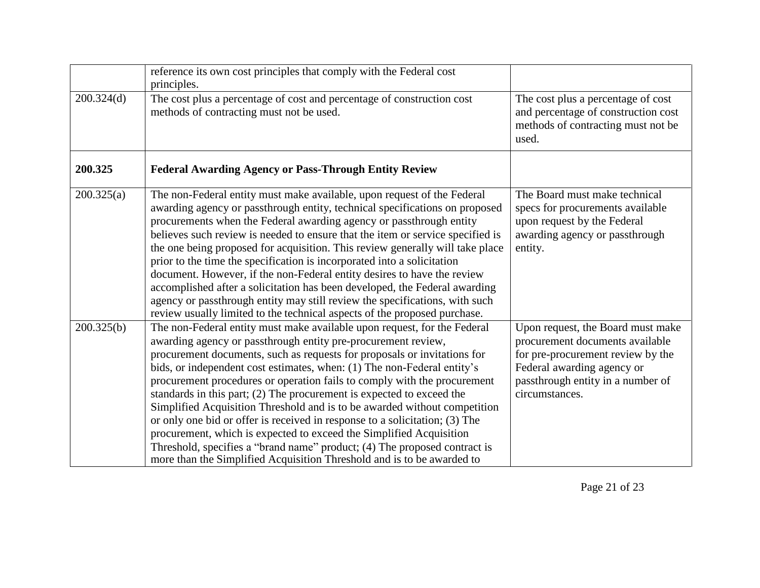| | | |
|---|---|---|
| | reference its own cost principles that comply with the Federal cost principles. | |
| 200.324(d) | The cost plus a percentage of cost and percentage of construction cost methods of contracting must not be used. | The cost plus a percentage of cost and percentage of construction cost methods of contracting must not be used. |
| **200.325** | **Federal Awarding Agency or Pass-Through Entity Review** | |
| 200.325(a) | The non-Federal entity must make available, upon request of the Federal awarding agency or passthrough entity, technical specifications on proposed procurements when the Federal awarding agency or passthrough entity believes such review is needed to ensure that the item or service specified is the one being proposed for acquisition. This review generally will take place prior to the time the specification is incorporated into a solicitation document. However, if the non-Federal entity desires to have the review accomplished after a solicitation has been developed, the Federal awarding agency or passthrough entity may still review the specifications, with such review usually limited to the technical aspects of the proposed purchase. | The Board must make technical specs for procurements available upon request by the Federal awarding agency or passthrough entity. |
| 200.325(b) | The non-Federal entity must make available upon request, for the Federal awarding agency or passthrough entity pre-procurement review, procurement documents, such as requests for proposals or invitations for bids, or independent cost estimates, when: (1) The non-Federal entity's procurement procedures or operation fails to comply with the procurement standards in this part; (2) The procurement is expected to exceed the Simplified Acquisition Threshold and is to be awarded without competition or only one bid or offer is received in response to a solicitation; (3) The procurement, which is expected to exceed the Simplified Acquisition Threshold, specifies a "brand name" product; (4) The proposed contract is more than the Simplified Acquisition Threshold and is to be awarded to | Upon request, the Board must make procurement documents available for pre-procurement review by the Federal awarding agency or passthrough entity in a number of circumstances. |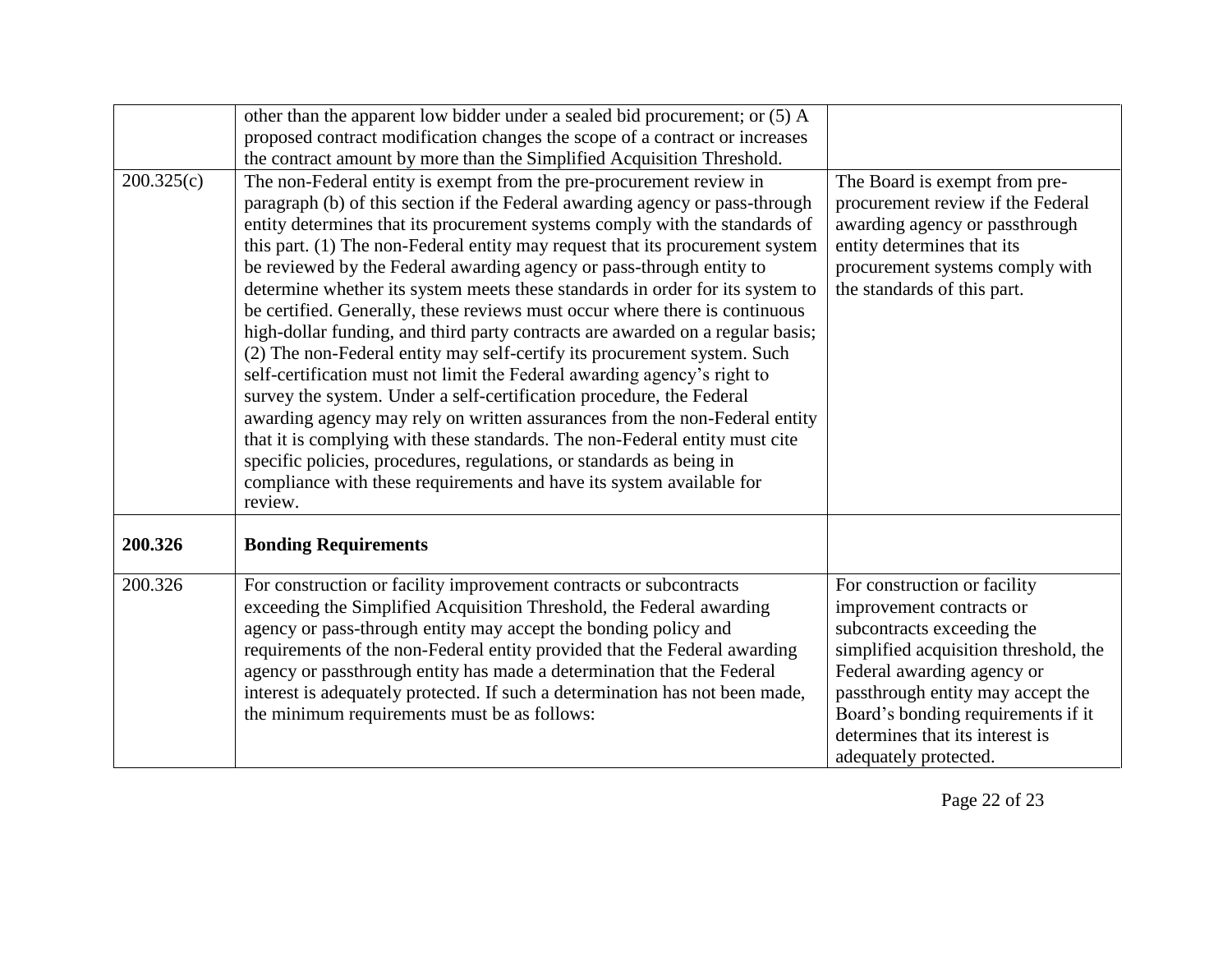| | | |
|---|---|---|
| | other than the apparent low bidder under a sealed bid procurement; or (5) A proposed contract modification changes the scope of a contract or increases the contract amount by more than the Simplified Acquisition Threshold. | |
| 200.325(c) | The non-Federal entity is exempt from the pre-procurement review in paragraph (b) of this section if the Federal awarding agency or pass-through entity determines that its procurement systems comply with the standards of this part. (1) The non-Federal entity may request that its procurement system be reviewed by the Federal awarding agency or pass-through entity to determine whether its system meets these standards in order for its system to be certified. Generally, these reviews must occur where there is continuous high-dollar funding, and third party contracts are awarded on a regular basis; (2) The non-Federal entity may self-certify its procurement system. Such self-certification must not limit the Federal awarding agency's right to survey the system. Under a self-certification procedure, the Federal awarding agency may rely on written assurances from the non-Federal entity that it is complying with these standards. The non-Federal entity must cite specific policies, procedures, regulations, or standards as being in compliance with these requirements and have its system available for review. | The Board is exempt from pre-procurement review if the Federal awarding agency or passthrough entity determines that its procurement systems comply with the standards of this part. |
| **200.326** | **Bonding Requirements** | |
| 200.326 | For construction or facility improvement contracts or subcontracts exceeding the Simplified Acquisition Threshold, the Federal awarding agency or pass-through entity may accept the bonding policy and requirements of the non-Federal entity provided that the Federal awarding agency or passthrough entity has made a determination that the Federal interest is adequately protected. If such a determination has not been made, the minimum requirements must be as follows: | For construction or facility improvement contracts or subcontracts exceeding the simplified acquisition threshold, the Federal awarding agency or passthrough entity may accept the Board's bonding requirements if it determines that its interest is adequately protected. |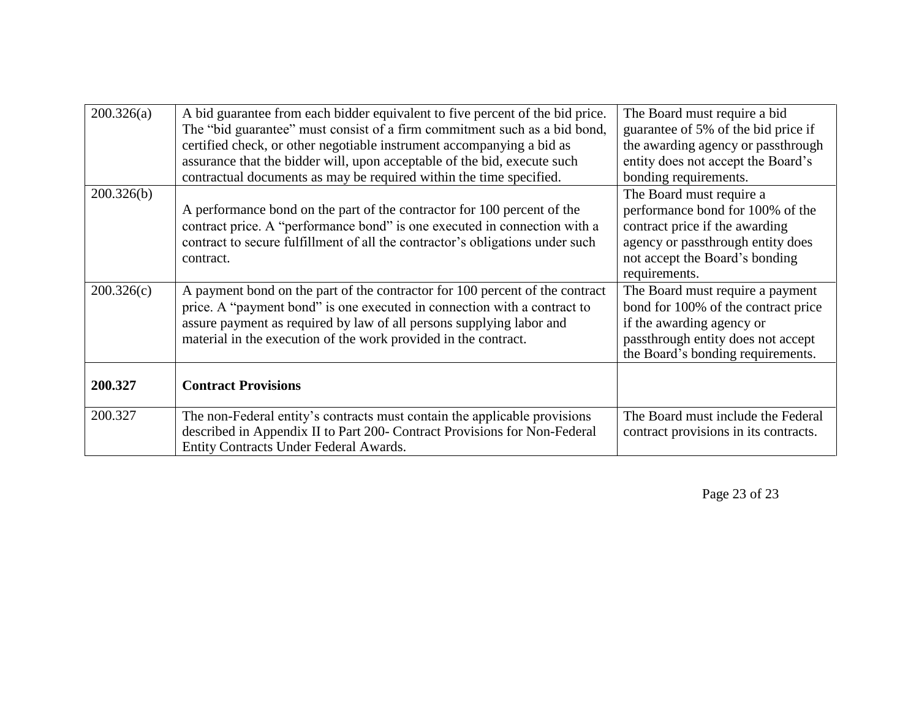| | | |
|---|---|---|
| 200.326(a) | A bid guarantee from each bidder equivalent to five percent of the bid price. The "bid guarantee" must consist of a firm commitment such as a bid bond, certified check, or other negotiable instrument accompanying a bid as assurance that the bidder will, upon acceptable of the bid, execute such contractual documents as may be required within the time specified. | The Board must require a bid guarantee of 5% of the bid price if the awarding agency or passthrough entity does not accept the Board's bonding requirements. |
| 200.326(b) | A performance bond on the part of the contractor for 100 percent of the contract price. A "performance bond" is one executed in connection with a contract to secure fulfillment of all the contractor's obligations under such contract. | The Board must require a performance bond for 100% of the contract price if the awarding agency or passthrough entity does not accept the Board's bonding requirements. |
| 200.326(c) | A payment bond on the part of the contractor for 100 percent of the contract price. A "payment bond" is one executed in connection with a contract to assure payment as required by law of all persons supplying labor and material in the execution of the work provided in the contract. | The Board must require a payment bond for 100% of the contract price if the awarding agency or passthrough entity does not accept the Board's bonding requirements. |
| **200.327** | **Contract Provisions** | |
| 200.327 | The non-Federal entity's contracts must contain the applicable provisions described in Appendix II to Part 200- Contract Provisions for Non-Federal Entity Contracts Under Federal Awards. | The Board must include the Federal contract provisions in its contracts. |